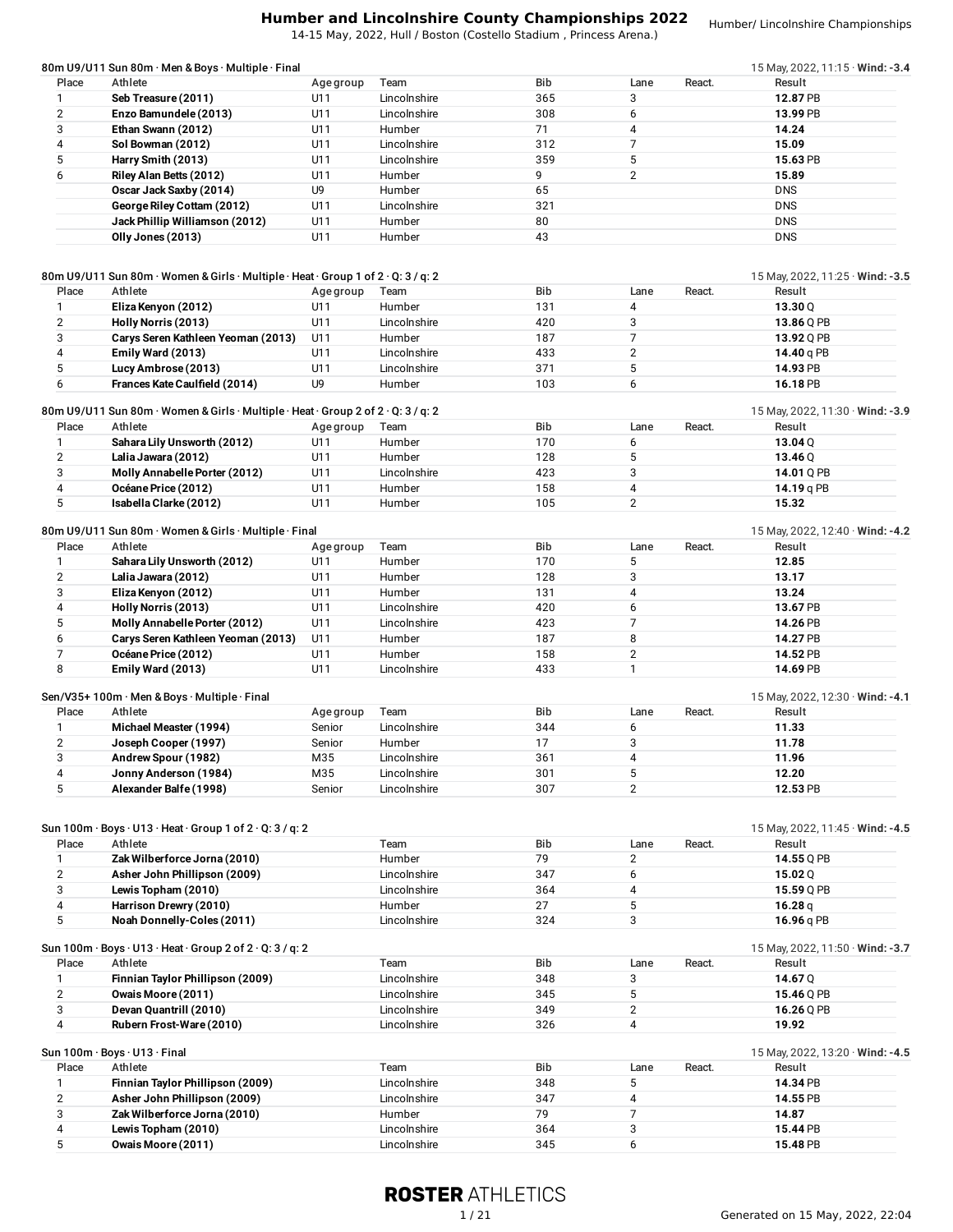# Humber and Lincolnshire County Championships 2022

14-15 May, 2022, Hull / Boston (Costello Stadium , Princess Arena.)

Humber/ Lincolnshire Championships

### 80m U9/U11 Sun 80m · Men & Boys · Multiple · Final

15 May, 2022, 11:15 · **Wind: -3.4**

| Place | Athlete | Age group | Team | Bib | Lane | React. | Result |
|---|---|---|---|---|---|---|---|
| 1 | **Seb Treasure (2011)** | U11 | Lincolnshire | 365 | 3 | | **12.87** PB |
| 2 | **Enzo Bamundele (2013)** | U11 | Lincolnshire | 308 | 6 | | **13.99** PB |
| 3 | **Ethan Swann (2012)** | U11 | Humber | 71 | 4 | | **14.24** |
| 4 | **Sol Bowman (2012)** | U11 | Lincolnshire | 312 | 7 | | **15.09** |
| 5 | **Harry Smith (2013)** | U11 | Lincolnshire | 359 | 5 | | **15.63** PB |
| 6 | **Riley Alan Betts (2012)** | U11 | Humber | 9 | 2 | | **15.89** |
| | **Oscar Jack Saxby (2014)** | U9 | Humber | 65 | | | DNS |
| | **George Riley Cottam (2012)** | U11 | Lincolnshire | 321 | | | DNS |
| | **Jack Phillip Williamson (2012)** | U11 | Humber | 80 | | | DNS |
| | **Olly Jones (2013)** | U11 | Humber | 43 | | | DNS |

### 80m U9/U11 Sun 80m · Women & Girls · Multiple · Heat · Group 1 of 2 · Q: 3 / q: 2

15 May, 2022, 11:25 · **Wind: -3.5**

| Place | Athlete | Age group | Team | Bib | Lane | React. | Result |
|---|---|---|---|---|---|---|---|
| 1 | **Eliza Kenyon (2012)** | U11 | Humber | 131 | 4 | | **13.30** Q |
| 2 | **Holly Norris (2013)** | U11 | Lincolnshire | 420 | 3 | | **13.86** Q PB |
| 3 | **Carys Seren Kathleen Yeoman (2013)** | U11 | Humber | 187 | 7 | | **13.92** Q PB |
| 4 | **Emily Ward (2013)** | U11 | Lincolnshire | 433 | 2 | | **14.40** q PB |
| 5 | **Lucy Ambrose (2013)** | U11 | Lincolnshire | 371 | 5 | | **14.93** PB |
| 6 | **Frances Kate Caulfield (2014)** | U9 | Humber | 103 | 6 | | **16.18** PB |

### 80m U9/U11 Sun 80m · Women & Girls · Multiple · Heat · Group 2 of 2 · Q: 3 / q: 2

15 May, 2022, 11:30 · **Wind: -3.9**

| Place | Athlete | Age group | Team | Bib | Lane | React. | Result |
|---|---|---|---|---|---|---|---|
| 1 | **Sahara Lily Unsworth (2012)** | U11 | Humber | 170 | 6 | | **13.04** Q |
| 2 | **Lalia Jawara (2012)** | U11 | Humber | 128 | 5 | | **13.46** Q |
| 3 | **Molly Annabelle Porter (2012)** | U11 | Lincolnshire | 423 | 3 | | **14.01** Q PB |
| 4 | **Océane Price (2012)** | U11 | Humber | 158 | 4 | | **14.19** q PB |
| 5 | **Isabella Clarke (2012)** | U11 | Humber | 105 | 2 | | **15.32** |

### 80m U9/U11 Sun 80m · Women & Girls · Multiple · Final

15 May, 2022, 12:40 · **Wind: -4.2**

| Place | Athlete | Age group | Team | Bib | Lane | React. | Result |
|---|---|---|---|---|---|---|---|
| 1 | **Sahara Lily Unsworth (2012)** | U11 | Humber | 170 | 5 | | **12.85** |
| 2 | **Lalia Jawara (2012)** | U11 | Humber | 128 | 3 | | **13.17** |
| 3 | **Eliza Kenyon (2012)** | U11 | Humber | 131 | 4 | | **13.24** |
| 4 | **Holly Norris (2013)** | U11 | Lincolnshire | 420 | 6 | | **13.67** PB |
| 5 | **Molly Annabelle Porter (2012)** | U11 | Lincolnshire | 423 | 7 | | **14.26** PB |
| 6 | **Carys Seren Kathleen Yeoman (2013)** | U11 | Humber | 187 | 8 | | **14.27** PB |
| 7 | **Océane Price (2012)** | U11 | Humber | 158 | 2 | | **14.52** PB |
| 8 | **Emily Ward (2013)** | U11 | Lincolnshire | 433 | 1 | | **14.69** PB |

### Sen/V35+ 100m · Men & Boys · Multiple · Final

15 May, 2022, 12:30 · **Wind: -4.1**

| Place | Athlete | Age group | Team | Bib | Lane | React. | Result |
|---|---|---|---|---|---|---|---|
| 1 | **Michael Measter (1994)** | Senior | Lincolnshire | 344 | 6 | | **11.33** |
| 2 | **Joseph Cooper (1997)** | Senior | Humber | 17 | 3 | | **11.78** |
| 3 | **Andrew Spour (1982)** | M35 | Lincolnshire | 361 | 4 | | **11.96** |
| 4 | **Jonny Anderson (1984)** | M35 | Lincolnshire | 301 | 5 | | **12.20** |
| 5 | **Alexander Balfe (1998)** | Senior | Lincolnshire | 307 | 2 | | **12.53** PB |

### Sun 100m · Boys · U13 · Heat · Group 1 of 2 · Q: 3 / q: 2

15 May, 2022, 11:45 · **Wind: -4.5**

| Place | Athlete | Team | Bib | Lane | React. | Result |
|---|---|---|---|---|---|---|
| 1 | **Zak Wilberforce Jorna (2010)** | Humber | 79 | 2 | | **14.55** Q PB |
| 2 | **Asher John Phillipson (2009)** | Lincolnshire | 347 | 6 | | **15.02** Q |
| 3 | **Lewis Topham (2010)** | Lincolnshire | 364 | 4 | | **15.59** Q PB |
| 4 | **Harrison Drewry (2010)** | Humber | 27 | 5 | | **16.28** q |
| 5 | **Noah Donnelly-Coles (2011)** | Lincolnshire | 324 | 3 | | **16.96** q PB |

### Sun 100m · Boys · U13 · Heat · Group 2 of 2 · Q: 3 / q: 2

15 May, 2022, 11:50 · **Wind: -3.7**

| Place | Athlete | Team | Bib | Lane | React. | Result |
|---|---|---|---|---|---|---|
| 1 | **Finnian Taylor Phillipson (2009)** | Lincolnshire | 348 | 3 | | **14.67** Q |
| 2 | **Owais Moore (2011)** | Lincolnshire | 345 | 5 | | **15.46** Q PB |
| 3 | **Devan Quantrill (2010)** | Lincolnshire | 349 | 2 | | **16.26** Q PB |
| 4 | **Rubern Frost-Ware (2010)** | Lincolnshire | 326 | 4 | | **19.92** |

### Sun 100m · Boys · U13 · Final

15 May, 2022, 13:20 · **Wind: -4.5**

| Place | Athlete | Team | Bib | Lane | React. | Result |
|---|---|---|---|---|---|---|
| 1 | **Finnian Taylor Phillipson (2009)** | Lincolnshire | 348 | 5 | | **14.34** PB |
| 2 | **Asher John Phillipson (2009)** | Lincolnshire | 347 | 4 | | **14.55** PB |
| 3 | **Zak Wilberforce Jorna (2010)** | Humber | 79 | 7 | | **14.87** |
| 4 | **Lewis Topham (2010)** | Lincolnshire | 364 | 3 | | **15.44** PB |
| 5 | **Owais Moore (2011)** | Lincolnshire | 345 | 6 | | **15.48** PB |

**ROSTER** ATHLETICS

Generated on 15 May, 2022, 22:04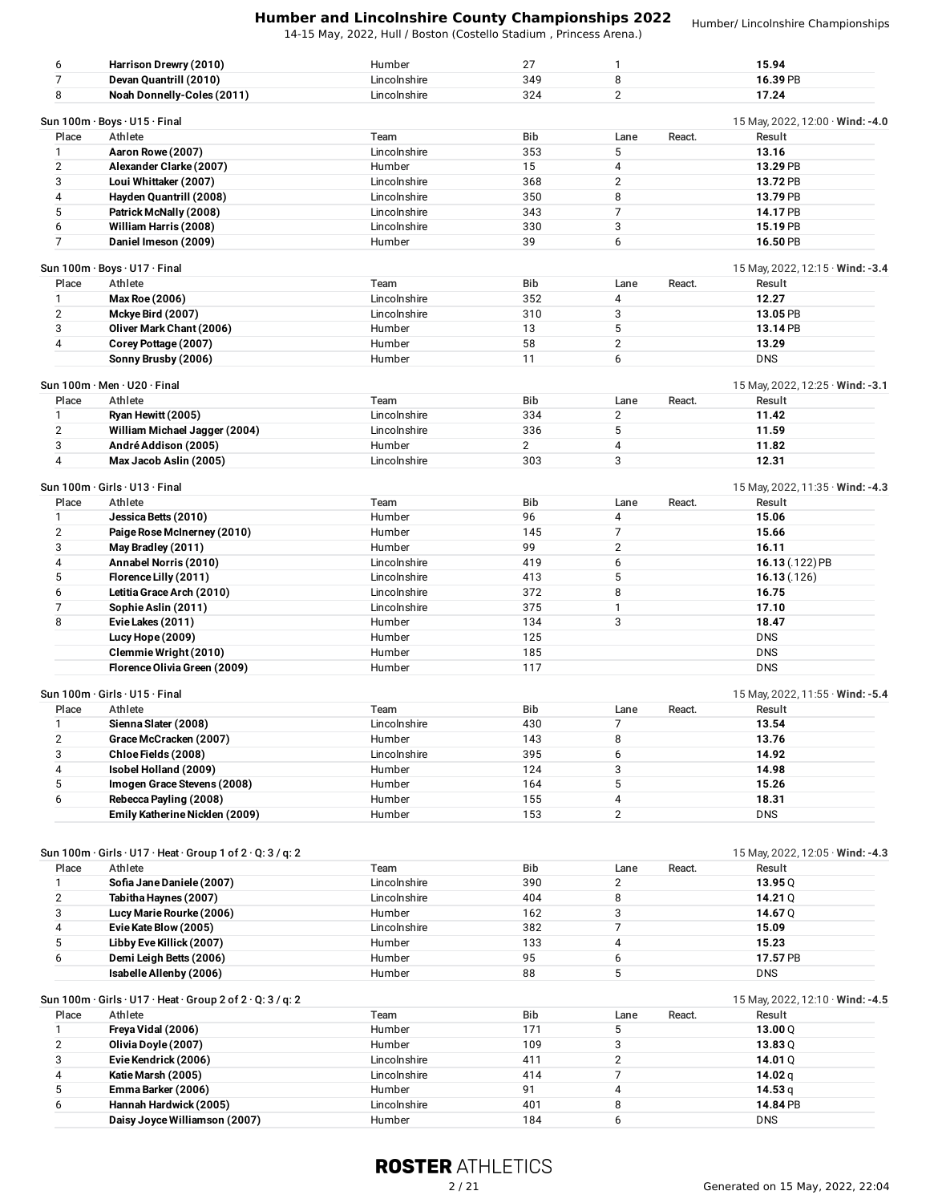| Place | Athlete | Team | Bib | Lane | React. | Result |
|---|---|---|---|---|---|---|
| 6 | **Harrison Drewry (2010)** | Humber | 27 | 1 | | **15.94** |
| 7 | **Devan Quantrill (2010)** | Lincolnshire | 349 | 8 | | **16.39** PB |
| 8 | **Noah Donnelly-Coles (2011)** | Lincolnshire | 324 | 2 | | **17.24** |

### Sun 100m · Boys · U15 · Final

15 May, 2022, 12:00 · **Wind: -4.0**

| Place | Athlete | Team | Bib | Lane | React. | Result |
|---|---|---|---|---|---|---|
| 1 | **Aaron Rowe (2007)** | Lincolnshire | 353 | 5 | | **13.16** |
| 2 | **Alexander Clarke (2007)** | Humber | 15 | 4 | | **13.29** PB |
| 3 | **Loui Whittaker (2007)** | Lincolnshire | 368 | 2 | | **13.72** PB |
| 4 | **Hayden Quantrill (2008)** | Lincolnshire | 350 | 8 | | **13.79** PB |
| 5 | **Patrick McNally (2008)** | Lincolnshire | 343 | 7 | | **14.17** PB |
| 6 | **William Harris (2008)** | Lincolnshire | 330 | 3 | | **15.19** PB |
| 7 | **Daniel Imeson (2009)** | Humber | 39 | 6 | | **16.50** PB |

### Sun 100m · Boys · U17 · Final

15 May, 2022, 12:15 · **Wind: -3.4**

| Place | Athlete | Team | Bib | Lane | React. | Result |
|---|---|---|---|---|---|---|
| 1 | **Max Roe (2006)** | Lincolnshire | 352 | 4 | | **12.27** |
| 2 | **Mckye Bird (2007)** | Lincolnshire | 310 | 3 | | **13.05** PB |
| 3 | **Oliver Mark Chant (2006)** | Humber | 13 | 5 | | **13.14** PB |
| 4 | **Corey Pottage (2007)** | Humber | 58 | 2 | | **13.29** |
| | **Sonny Brusby (2006)** | Humber | 11 | 6 | | DNS |

### Sun 100m · Men · U20 · Final

15 May, 2022, 12:25 · **Wind: -3.1**

| Place | Athlete | Team | Bib | Lane | React. | Result |
|---|---|---|---|---|---|---|
| 1 | **Ryan Hewitt (2005)** | Lincolnshire | 334 | 2 | | **11.42** |
| 2 | **William Michael Jagger (2004)** | Lincolnshire | 336 | 5 | | **11.59** |
| 3 | **André Addison (2005)** | Humber | 2 | 4 | | **11.82** |
| 4 | **Max Jacob Aslin (2005)** | Lincolnshire | 303 | 3 | | **12.31** |

### Sun 100m · Girls · U13 · Final

15 May, 2022, 11:35 · **Wind: -4.3**

| Place | Athlete | Team | Bib | Lane | React. | Result |
|---|---|---|---|---|---|---|
| 1 | **Jessica Betts (2010)** | Humber | 96 | 4 | | **15.06** |
| 2 | **Paige Rose McInerney (2010)** | Humber | 145 | 7 | | **15.66** |
| 3 | **May Bradley (2011)** | Humber | 99 | 2 | | **16.11** |
| 4 | **Annabel Norris (2010)** | Lincolnshire | 419 | 6 | | **16.13** (.122) PB |
| 5 | **Florence Lilly (2011)** | Lincolnshire | 413 | 5 | | **16.13** (.126) |
| 6 | **Letitia Grace Arch (2010)** | Lincolnshire | 372 | 8 | | **16.75** |
| 7 | **Sophie Aslin (2011)** | Lincolnshire | 375 | 1 | | **17.10** |
| 8 | **Evie Lakes (2011)** | Humber | 134 | 3 | | **18.47** |
| | **Lucy Hope (2009)** | Humber | 125 | | | DNS |
| | **Clemmie Wright (2010)** | Humber | 185 | | | DNS |
| | **Florence Olivia Green (2009)** | Humber | 117 | | | DNS |

### Sun 100m · Girls · U15 · Final

15 May, 2022, 11:55 · **Wind: -5.4**

| Place | Athlete | Team | Bib | Lane | React. | Result |
|---|---|---|---|---|---|---|
| 1 | **Sienna Slater (2008)** | Lincolnshire | 430 | 7 | | **13.54** |
| 2 | **Grace McCracken (2007)** | Humber | 143 | 8 | | **13.76** |
| 3 | **Chloe Fields (2008)** | Lincolnshire | 395 | 6 | | **14.92** |
| 4 | **Isobel Holland (2009)** | Humber | 124 | 3 | | **14.98** |
| 5 | **Imogen Grace Stevens (2008)** | Humber | 164 | 5 | | **15.26** |
| 6 | **Rebecca Payling (2008)** | Humber | 155 | 4 | | **18.31** |
| | **Emily Katherine Nicklen (2009)** | Humber | 153 | 2 | | DNS |

### Sun 100m · Girls · U17 · Heat · Group 1 of 2 · Q: 3 / q: 2

15 May, 2022, 12:05 · **Wind: -4.3**

| Place | Athlete | Team | Bib | Lane | React. | Result |
|---|---|---|---|---|---|---|
| 1 | **Sofia Jane Daniele (2007)** | Lincolnshire | 390 | 2 | | **13.95** Q |
| 2 | **Tabitha Haynes (2007)** | Lincolnshire | 404 | 8 | | **14.21** Q |
| 3 | **Lucy Marie Rourke (2006)** | Humber | 162 | 3 | | **14.67** Q |
| 4 | **Evie Kate Blow (2005)** | Lincolnshire | 382 | 7 | | **15.09** |
| 5 | **Libby Eve Killick (2007)** | Humber | 133 | 4 | | **15.23** |
| 6 | **Demi Leigh Betts (2006)** | Humber | 95 | 6 | | **17.57** PB |
| | **Isabelle Allenby (2006)** | Humber | 88 | 5 | | DNS |

### Sun 100m · Girls · U17 · Heat · Group 2 of 2 · Q: 3 / q: 2

15 May, 2022, 12:10 · **Wind: -4.5**

| Place | Athlete | Team | Bib | Lane | React. | Result |
|---|---|---|---|---|---|---|
| 1 | **Freya Vidal (2006)** | Humber | 171 | 5 | | **13.00** Q |
| 2 | **Olivia Doyle (2007)** | Humber | 109 | 3 | | **13.83** Q |
| 3 | **Evie Kendrick (2006)** | Lincolnshire | 411 | 2 | | **14.01** Q |
| 4 | **Katie Marsh (2005)** | Lincolnshire | 414 | 7 | | **14.02** q |
| 5 | **Emma Barker (2006)** | Humber | 91 | 4 | | **14.53** q |
| 6 | **Hannah Hardwick (2005)** | Lincolnshire | 401 | 8 | | **14.84** PB |
| | **Daisy Joyce Williamson (2007)** | Humber | 184 | 6 | | DNS |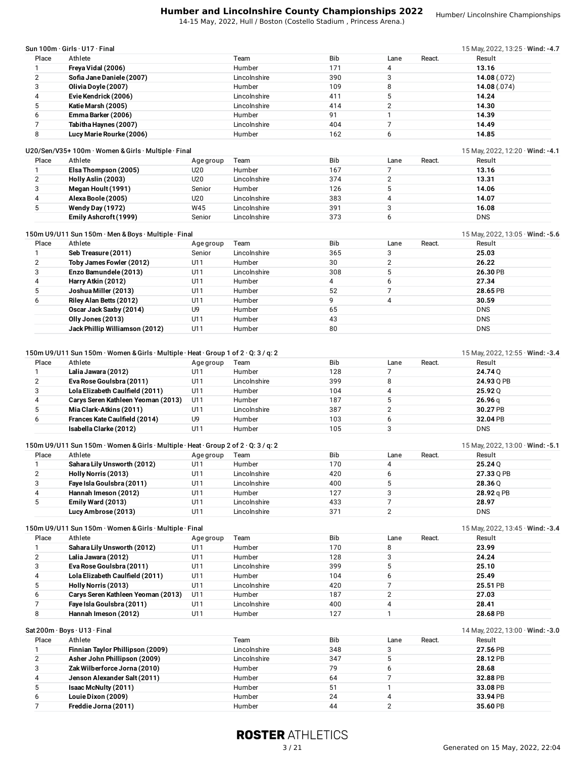### Sun 100m · Girls · U17 · Final

15 May, 2022, 13:25 · **Wind: -4.7**

| Place | Athlete | Team | Bib | Lane | React. | Result |
|---|---|---|---|---|---|---|
| 1 | **Freya Vidal (2006)** | Humber | 171 | 4 | | **13.16** |
| 2 | **Sofia Jane Daniele (2007)** | Lincolnshire | 390 | 3 | | **14.08** (.072) |
| 3 | **Olivia Doyle (2007)** | Humber | 109 | 8 | | **14.08** (.074) |
| 4 | **Evie Kendrick (2006)** | Lincolnshire | 411 | 5 | | **14.24** |
| 5 | **Katie Marsh (2005)** | Lincolnshire | 414 | 2 | | **14.30** |
| 6 | **Emma Barker (2006)** | Humber | 91 | 1 | | **14.39** |
| 7 | **Tabitha Haynes (2007)** | Lincolnshire | 404 | 7 | | **14.49** |
| 8 | **Lucy Marie Rourke (2006)** | Humber | 162 | 6 | | **14.85** |

### U20/Sen/V35+ 100m · Women & Girls · Multiple · Final

15 May, 2022, 12:20 · **Wind: -4.1**

| Place | Athlete | Age group | Team | Bib | Lane | React. | Result |
|---|---|---|---|---|---|---|---|
| 1 | **Elsa Thompson (2005)** | U20 | Humber | 167 | 7 | | **13.16** |
| 2 | **Holly Aslin (2003)** | U20 | Lincolnshire | 374 | 2 | | **13.31** |
| 3 | **Megan Hoult (1991)** | Senior | Humber | 126 | 5 | | **14.06** |
| 4 | **Alexa Boole (2005)** | U20 | Lincolnshire | 383 | 4 | | **14.07** |
| 5 | **Wendy Day (1972)** | W45 | Lincolnshire | 391 | 3 | | **16.08** |
| | **Emily Ashcroft (1999)** | Senior | Lincolnshire | 373 | 6 | | DNS |

### 150m U9/U11 Sun 150m · Men & Boys · Multiple · Final

15 May, 2022, 13:05 · **Wind: -5.6**

| Place | Athlete | Age group | Team | Bib | Lane | React. | Result |
|---|---|---|---|---|---|---|---|
| 1 | **Seb Treasure (2011)** | Senior | Lincolnshire | 365 | 3 | | **25.03** |
| 2 | **Toby James Fowler (2012)** | U11 | Humber | 30 | 2 | | **26.22** |
| 3 | **Enzo Bamundele (2013)** | U11 | Lincolnshire | 308 | 5 | | **26.30** PB |
| 4 | **Harry Atkin (2012)** | U11 | Humber | 4 | 6 | | **27.34** |
| 5 | **Joshua Miller (2013)** | U11 | Humber | 52 | 7 | | **28.65** PB |
| 6 | **Riley Alan Betts (2012)** | U11 | Humber | 9 | 4 | | **30.59** |
| | **Oscar Jack Saxby (2014)** | U9 | Humber | 65 | | | DNS |
| | **Olly Jones (2013)** | U11 | Humber | 43 | | | DNS |
| | **Jack Phillip Williamson (2012)** | U11 | Humber | 80 | | | DNS |

### 150m U9/U11 Sun 150m · Women & Girls · Multiple · Heat · Group 1 of 2 · Q: 3 / q: 2

15 May, 2022, 12:55 · **Wind: -3.4**

| Place | Athlete | Age group | Team | Bib | Lane | React. | Result |
|---|---|---|---|---|---|---|---|
| 1 | **Lalia Jawara (2012)** | U11 | Humber | 128 | 7 | | **24.74** Q |
| 2 | **Eva Rose Goulsbra (2011)** | U11 | Lincolnshire | 399 | 8 | | **24.93** Q PB |
| 3 | **Lola Elizabeth Caulfield (2011)** | U11 | Humber | 104 | 4 | | **25.92** Q |
| 4 | **Carys Seren Kathleen Yeoman (2013)** | U11 | Humber | 187 | 5 | | **26.96** q |
| 5 | **Mia Clark-Atkins (2011)** | U11 | Lincolnshire | 387 | 2 | | **30.27** PB |
| 6 | **Frances Kate Caulfield (2014)** | U9 | Humber | 103 | 6 | | **32.04** PB |
| | **Isabella Clarke (2012)** | U11 | Humber | 105 | 3 | | DNS |

### 150m U9/U11 Sun 150m · Women & Girls · Multiple · Heat · Group 2 of 2 · Q: 3 / q: 2

15 May, 2022, 13:00 · **Wind: -5.1**

| Place | Athlete | Age group | Team | Bib | Lane | React. | Result |
|---|---|---|---|---|---|---|---|
| 1 | **Sahara Lily Unsworth (2012)** | U11 | Humber | 170 | 4 | | **25.24** Q |
| 2 | **Holly Norris (2013)** | U11 | Lincolnshire | 420 | 6 | | **27.33** Q PB |
| 3 | **Faye Isla Goulsbra (2011)** | U11 | Lincolnshire | 400 | 5 | | **28.36** Q |
| 4 | **Hannah Imeson (2012)** | U11 | Humber | 127 | 3 | | **28.92** q PB |
| 5 | **Emily Ward (2013)** | U11 | Lincolnshire | 433 | 7 | | **28.97** |
| | **Lucy Ambrose (2013)** | U11 | Lincolnshire | 371 | 2 | | DNS |

### 150m U9/U11 Sun 150m · Women & Girls · Multiple · Final

15 May, 2022, 13:45 · **Wind: -3.4**

| Place | Athlete | Age group | Team | Bib | Lane | React. | Result |
|---|---|---|---|---|---|---|---|
| 1 | **Sahara Lily Unsworth (2012)** | U11 | Humber | 170 | 8 | | **23.99** |
| 2 | **Lalia Jawara (2012)** | U11 | Humber | 128 | 3 | | **24.24** |
| 3 | **Eva Rose Goulsbra (2011)** | U11 | Lincolnshire | 399 | 5 | | **25.10** |
| 4 | **Lola Elizabeth Caulfield (2011)** | U11 | Humber | 104 | 6 | | **25.49** |
| 5 | **Holly Norris (2013)** | U11 | Lincolnshire | 420 | 7 | | **25.51** PB |
| 6 | **Carys Seren Kathleen Yeoman (2013)** | U11 | Humber | 187 | 2 | | **27.03** |
| 7 | **Faye Isla Goulsbra (2011)** | U11 | Lincolnshire | 400 | 4 | | **28.41** |
| 8 | **Hannah Imeson (2012)** | U11 | Humber | 127 | 1 | | **28.68** PB |

### Sat 200m · Boys · U13 · Final

14 May, 2022, 13:00 · **Wind: -3.0**

| Place | Athlete | Team | Bib | Lane | React. | Result |
|---|---|---|---|---|---|---|
| 1 | **Finnian Taylor Phillipson (2009)** | Lincolnshire | 348 | 3 | | **27.56** PB |
| 2 | **Asher John Phillipson (2009)** | Lincolnshire | 347 | 5 | | **28.12** PB |
| 3 | **Zak Wilberforce Jorna (2010)** | Humber | 79 | 6 | | **28.68** |
| 4 | **Jenson Alexander Salt (2011)** | Humber | 64 | 7 | | **32.88** PB |
| 5 | **Isaac McNulty (2011)** | Humber | 51 | 1 | | **33.08** PB |
| 6 | **Louie Dixon (2009)** | Humber | 24 | 4 | | **33.94** PB |
| 7 | **Freddie Jorna (2011)** | Humber | 44 | 2 | | **35.60** PB |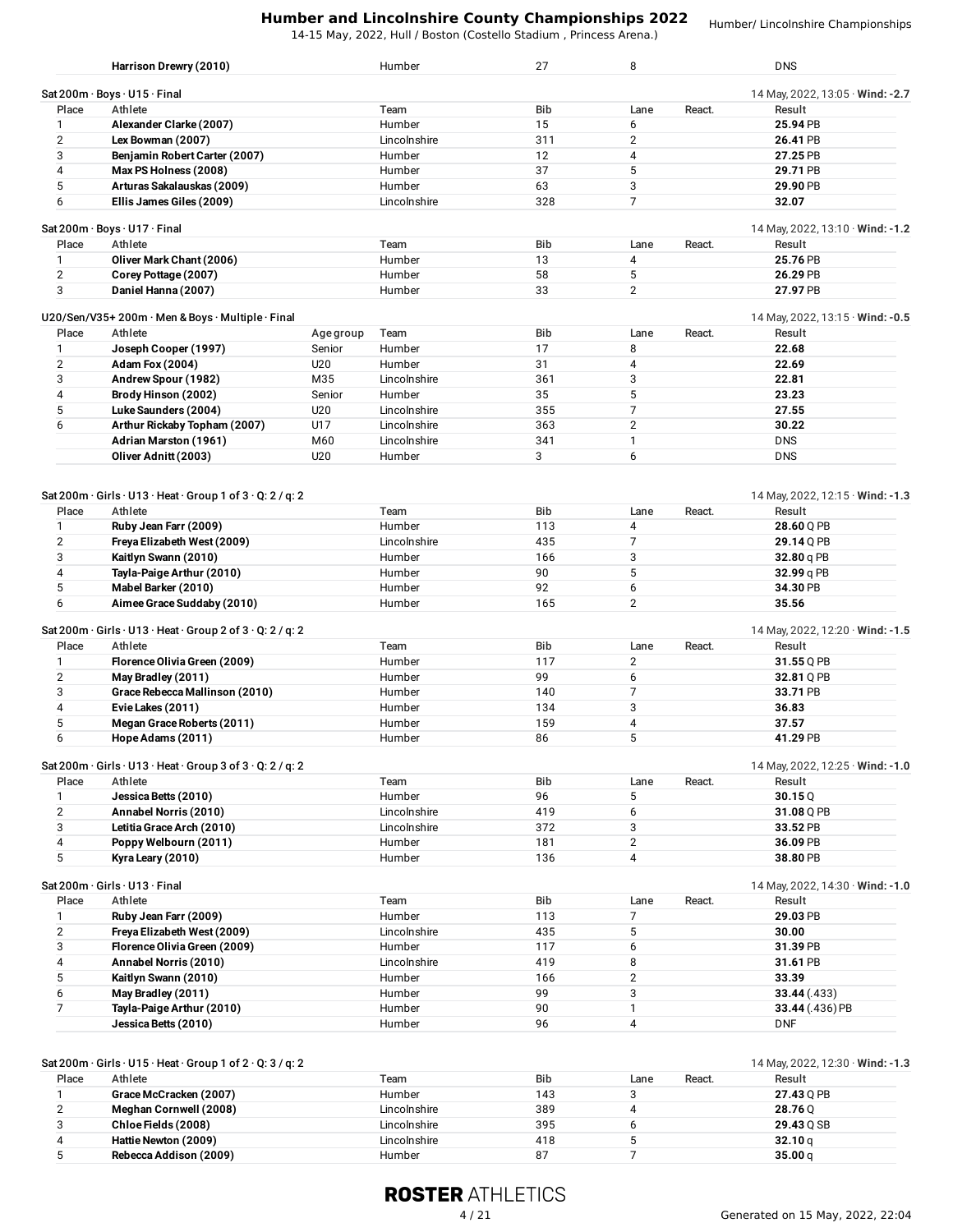| | Harrison Drewry (2010) | Humber | 27 | 8 | | DNS |
|---|---|---|---|---|---|---|

### Sat 200m · Boys · U15 · Final

14 May, 2022, 13:05 · **Wind: -2.7**

| Place | Athlete | Team | Bib | Lane | React. | Result |
|---|---|---|---|---|---|---|
| 1 | **Alexander Clarke (2007)** | Humber | 15 | 6 | | **25.94** PB |
| 2 | **Lex Bowman (2007)** | Lincolnshire | 311 | 2 | | **26.41** PB |
| 3 | **Benjamin Robert Carter (2007)** | Humber | 12 | 4 | | **27.25** PB |
| 4 | **Max PS Holness (2008)** | Humber | 37 | 5 | | **29.71** PB |
| 5 | **Arturas Sakalauskas (2009)** | Humber | 63 | 3 | | **29.90** PB |
| 6 | **Ellis James Giles (2009)** | Lincolnshire | 328 | 7 | | **32.07** |

### Sat 200m · Boys · U17 · Final

14 May, 2022, 13:10 · **Wind: -1.2**

| Place | Athlete | Team | Bib | Lane | React. | Result |
|---|---|---|---|---|---|---|
| 1 | **Oliver Mark Chant (2006)** | Humber | 13 | 4 | | **25.76** PB |
| 2 | **Corey Pottage (2007)** | Humber | 58 | 5 | | **26.29** PB |
| 3 | **Daniel Hanna (2007)** | Humber | 33 | 2 | | **27.97** PB |

### U20/Sen/V35+ 200m · Men & Boys · Multiple · Final

14 May, 2022, 13:15 · **Wind: -0.5**

| Place | Athlete | Age group | Team | Bib | Lane | React. | Result |
|---|---|---|---|---|---|---|---|
| 1 | **Joseph Cooper (1997)** | Senior | Humber | 17 | 8 | | **22.68** |
| 2 | **Adam Fox (2004)** | U20 | Humber | 31 | 4 | | **22.69** |
| 3 | **Andrew Spour (1982)** | M35 | Lincolnshire | 361 | 3 | | **22.81** |
| 4 | **Brody Hinson (2002)** | Senior | Humber | 35 | 5 | | **23.23** |
| 5 | **Luke Saunders (2004)** | U20 | Lincolnshire | 355 | 7 | | **27.55** |
| 6 | **Arthur Rickaby Topham (2007)** | U17 | Lincolnshire | 363 | 2 | | **30.22** |
| | **Adrian Marston (1961)** | M60 | Lincolnshire | 341 | 1 | | DNS |
| | **Oliver Adnitt (2003)** | U20 | Humber | 3 | 6 | | DNS |

### Sat 200m · Girls · U13 · Heat · Group 1 of 3 · Q: 2 / q: 2

14 May, 2022, 12:15 · **Wind: -1.3**

| Place | Athlete | Team | Bib | Lane | React. | Result |
|---|---|---|---|---|---|---|
| 1 | **Ruby Jean Farr (2009)** | Humber | 113 | 4 | | **28.60** Q PB |
| 2 | **Freya Elizabeth West (2009)** | Lincolnshire | 435 | 7 | | **29.14** Q PB |
| 3 | **Kaitlyn Swann (2010)** | Humber | 166 | 3 | | **32.80** q PB |
| 4 | **Tayla-Paige Arthur (2010)** | Humber | 90 | 5 | | **32.99** q PB |
| 5 | **Mabel Barker (2010)** | Humber | 92 | 6 | | **34.30** PB |
| 6 | **Aimee Grace Suddaby (2010)** | Humber | 165 | 2 | | **35.56** |

### Sat 200m · Girls · U13 · Heat · Group 2 of 3 · Q: 2 / q: 2

14 May, 2022, 12:20 · **Wind: -1.5**

| Place | Athlete | Team | Bib | Lane | React. | Result |
|---|---|---|---|---|---|---|
| 1 | **Florence Olivia Green (2009)** | Humber | 117 | 2 | | **31.55** Q PB |
| 2 | **May Bradley (2011)** | Humber | 99 | 6 | | **32.81** Q PB |
| 3 | **Grace Rebecca Mallinson (2010)** | Humber | 140 | 7 | | **33.71** PB |
| 4 | **Evie Lakes (2011)** | Humber | 134 | 3 | | **36.83** |
| 5 | **Megan Grace Roberts (2011)** | Humber | 159 | 4 | | **37.57** |
| 6 | **Hope Adams (2011)** | Humber | 86 | 5 | | **41.29** PB |

### Sat 200m · Girls · U13 · Heat · Group 3 of 3 · Q: 2 / q: 2

14 May, 2022, 12:25 · **Wind: -1.0**

| Place | Athlete | Team | Bib | Lane | React. | Result |
|---|---|---|---|---|---|---|
| 1 | **Jessica Betts (2010)** | Humber | 96 | 5 | | **30.15** Q |
| 2 | **Annabel Norris (2010)** | Lincolnshire | 419 | 6 | | **31.08** Q PB |
| 3 | **Letitia Grace Arch (2010)** | Lincolnshire | 372 | 3 | | **33.52** PB |
| 4 | **Poppy Welbourn (2011)** | Humber | 181 | 2 | | **36.09** PB |
| 5 | **Kyra Leary (2010)** | Humber | 136 | 4 | | **38.80** PB |

### Sat 200m · Girls · U13 · Final

14 May, 2022, 14:30 · **Wind: -1.0**

| Place | Athlete | Team | Bib | Lane | React. | Result |
|---|---|---|---|---|---|---|
| 1 | **Ruby Jean Farr (2009)** | Humber | 113 | 7 | | **29.03** PB |
| 2 | **Freya Elizabeth West (2009)** | Lincolnshire | 435 | 5 | | **30.00** |
| 3 | **Florence Olivia Green (2009)** | Humber | 117 | 6 | | **31.39** PB |
| 4 | **Annabel Norris (2010)** | Lincolnshire | 419 | 8 | | **31.61** PB |
| 5 | **Kaitlyn Swann (2010)** | Humber | 166 | 2 | | **33.39** |
| 6 | **May Bradley (2011)** | Humber | 99 | 3 | | **33.44** (.433) |
| 7 | **Tayla-Paige Arthur (2010)** | Humber | 90 | 1 | | **33.44** (.436) PB |
| | **Jessica Betts (2010)** | Humber | 96 | 4 | | DNF |

### Sat 200m · Girls · U15 · Heat · Group 1 of 2 · Q: 3 / q: 2

14 May, 2022, 12:30 · **Wind: -1.3**

| Place | Athlete | Team | Bib | Lane | React. | Result |
|---|---|---|---|---|---|---|
| 1 | **Grace McCracken (2007)** | Humber | 143 | 3 | | **27.43** Q PB |
| 2 | **Meghan Cornwell (2008)** | Lincolnshire | 389 | 4 | | **28.76** Q |
| 3 | **Chloe Fields (2008)** | Lincolnshire | 395 | 6 | | **29.43** Q SB |
| 4 | **Hattie Newton (2009)** | Lincolnshire | 418 | 5 | | **32.10** q |
| 5 | **Rebecca Addison (2009)** | Humber | 87 | 7 | | **35.00** q |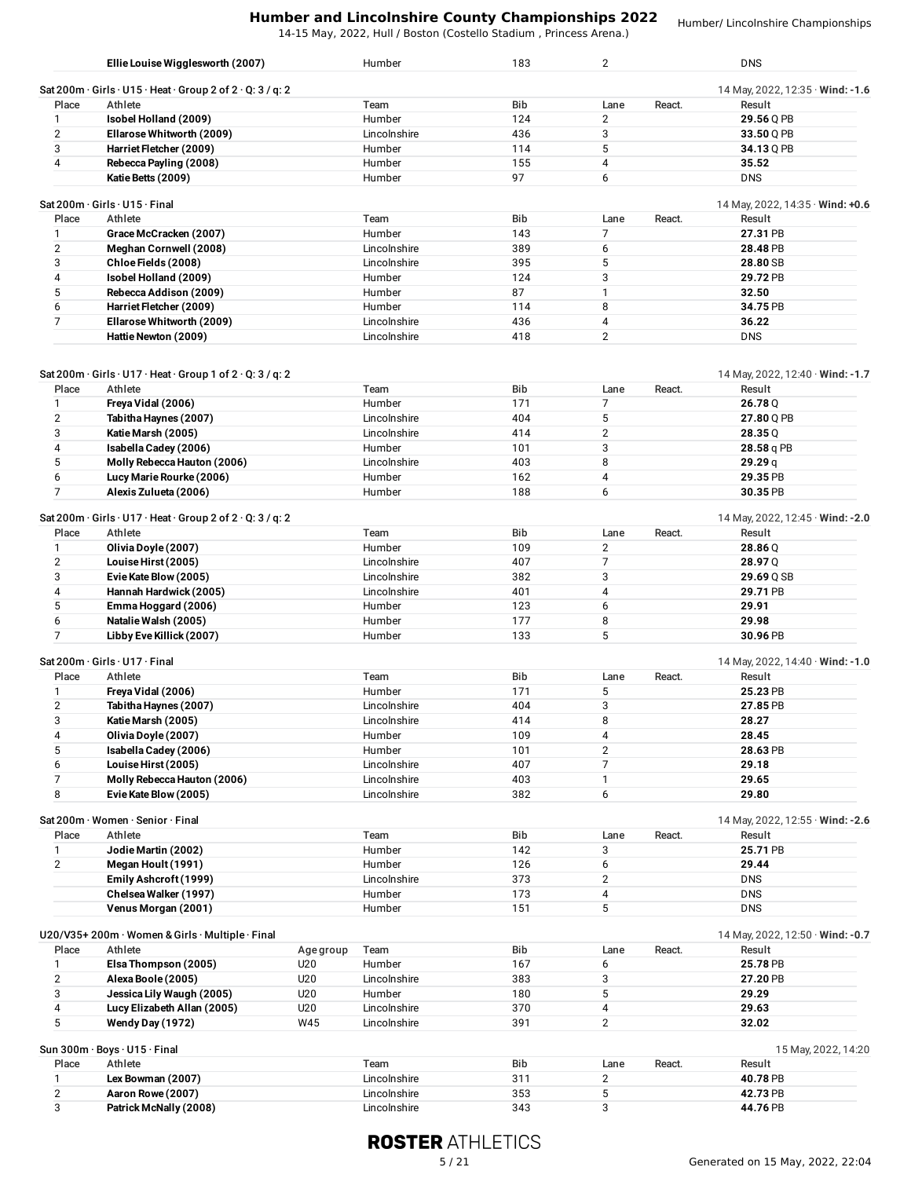| | Athlete | Team | Bib | Lane | React. | Result |
|---|---|---|---|---|---|---|
| | **Ellie Louise Wigglesworth (2007)** | Humber | 183 | 2 | | DNS |

**Sat 200m · Girls · U15 · Heat · Group 2 of 2 · Q: 3 / q: 2** — 14 May, 2022, 12:35 · **Wind: -1.6**

| Place | Athlete | Team | Bib | Lane | React. | Result |
|---|---|---|---|---|---|---|
| 1 | **Isobel Holland (2009)** | Humber | 124 | 2 | | **29.56** Q PB |
| 2 | **Ellarose Whitworth (2009)** | Lincolnshire | 436 | 3 | | **33.50** Q PB |
| 3 | **Harriet Fletcher (2009)** | Humber | 114 | 5 | | **34.13** Q PB |
| 4 | **Rebecca Payling (2008)** | Humber | 155 | 4 | | **35.52** |
| | **Katie Betts (2009)** | Humber | 97 | 6 | | DNS |

**Sat 200m · Girls · U15 · Final** — 14 May, 2022, 14:35 · **Wind: +0.6**

| Place | Athlete | Team | Bib | Lane | React. | Result |
|---|---|---|---|---|---|---|
| 1 | **Grace McCracken (2007)** | Humber | 143 | 7 | | **27.31** PB |
| 2 | **Meghan Cornwell (2008)** | Lincolnshire | 389 | 6 | | **28.48** PB |
| 3 | **Chloe Fields (2008)** | Lincolnshire | 395 | 5 | | **28.80** SB |
| 4 | **Isobel Holland (2009)** | Humber | 124 | 3 | | **29.72** PB |
| 5 | **Rebecca Addison (2009)** | Humber | 87 | 1 | | **32.50** |
| 6 | **Harriet Fletcher (2009)** | Humber | 114 | 8 | | **34.75** PB |
| 7 | **Ellarose Whitworth (2009)** | Lincolnshire | 436 | 4 | | **36.22** |
| | **Hattie Newton (2009)** | Lincolnshire | 418 | 2 | | DNS |

**Sat 200m · Girls · U17 · Heat · Group 1 of 2 · Q: 3 / q: 2** — 14 May, 2022, 12:40 · **Wind: -1.7**

| Place | Athlete | Team | Bib | Lane | React. | Result |
|---|---|---|---|---|---|---|
| 1 | **Freya Vidal (2006)** | Humber | 171 | 7 | | **26.78** Q |
| 2 | **Tabitha Haynes (2007)** | Lincolnshire | 404 | 5 | | **27.80** Q PB |
| 3 | **Katie Marsh (2005)** | Lincolnshire | 414 | 2 | | **28.35** Q |
| 4 | **Isabella Cadey (2006)** | Humber | 101 | 3 | | **28.58** q PB |
| 5 | **Molly Rebecca Hauton (2006)** | Lincolnshire | 403 | 8 | | **29.29** q |
| 6 | **Lucy Marie Rourke (2006)** | Humber | 162 | 4 | | **29.35** PB |
| 7 | **Alexis Zulueta (2006)** | Humber | 188 | 6 | | **30.35** PB |

**Sat 200m · Girls · U17 · Heat · Group 2 of 2 · Q: 3 / q: 2** — 14 May, 2022, 12:45 · **Wind: -2.0**

| Place | Athlete | Team | Bib | Lane | React. | Result |
|---|---|---|---|---|---|---|
| 1 | **Olivia Doyle (2007)** | Humber | 109 | 2 | | **28.86** Q |
| 2 | **Louise Hirst (2005)** | Lincolnshire | 407 | 7 | | **28.97** Q |
| 3 | **Evie Kate Blow (2005)** | Lincolnshire | 382 | 3 | | **29.69** Q SB |
| 4 | **Hannah Hardwick (2005)** | Lincolnshire | 401 | 4 | | **29.71** PB |
| 5 | **Emma Hoggard (2006)** | Humber | 123 | 6 | | **29.91** |
| 6 | **Natalie Walsh (2005)** | Humber | 177 | 8 | | **29.98** |
| 7 | **Libby Eve Killick (2007)** | Humber | 133 | 5 | | **30.96** PB |

**Sat 200m · Girls · U17 · Final** — 14 May, 2022, 14:40 · **Wind: -1.0**

| Place | Athlete | Team | Bib | Lane | React. | Result |
|---|---|---|---|---|---|---|
| 1 | **Freya Vidal (2006)** | Humber | 171 | 5 | | **25.23** PB |
| 2 | **Tabitha Haynes (2007)** | Lincolnshire | 404 | 3 | | **27.85** PB |
| 3 | **Katie Marsh (2005)** | Lincolnshire | 414 | 8 | | **28.27** |
| 4 | **Olivia Doyle (2007)** | Humber | 109 | 4 | | **28.45** |
| 5 | **Isabella Cadey (2006)** | Humber | 101 | 2 | | **28.63** PB |
| 6 | **Louise Hirst (2005)** | Lincolnshire | 407 | 7 | | **29.18** |
| 7 | **Molly Rebecca Hauton (2006)** | Lincolnshire | 403 | 1 | | **29.65** |
| 8 | **Evie Kate Blow (2005)** | Lincolnshire | 382 | 6 | | **29.80** |

**Sat 200m · Women · Senior · Final** — 14 May, 2022, 12:55 · **Wind: -2.6**

| Place | Athlete | Team | Bib | Lane | React. | Result |
|---|---|---|---|---|---|---|
| 1 | **Jodie Martin (2002)** | Humber | 142 | 3 | | **25.71** PB |
| 2 | **Megan Hoult (1991)** | Humber | 126 | 6 | | **29.44** |
| | **Emily Ashcroft (1999)** | Lincolnshire | 373 | 2 | | DNS |
| | **Chelsea Walker (1997)** | Humber | 173 | 4 | | DNS |
| | **Venus Morgan (2001)** | Humber | 151 | 5 | | DNS |

**U20/V35+ 200m · Women & Girls · Multiple · Final** — 14 May, 2022, 12:50 · **Wind: -0.7**

| Place | Athlete | Age group | Team | Bib | Lane | React. | Result |
|---|---|---|---|---|---|---|---|
| 1 | **Elsa Thompson (2005)** | U20 | Humber | 167 | 6 | | **25.78** PB |
| 2 | **Alexa Boole (2005)** | U20 | Lincolnshire | 383 | 3 | | **27.20** PB |
| 3 | **Jessica Lily Waugh (2005)** | U20 | Humber | 180 | 5 | | **29.29** |
| 4 | **Lucy Elizabeth Allan (2005)** | U20 | Lincolnshire | 370 | 4 | | **29.63** |
| 5 | **Wendy Day (1972)** | W45 | Lincolnshire | 391 | 2 | | **32.02** |

**Sun 300m · Boys · U15 · Final** — 15 May, 2022, 14:20

| Place | Athlete | Team | Bib | Lane | React. | Result |
|---|---|---|---|---|---|---|
| 1 | **Lex Bowman (2007)** | Lincolnshire | 311 | 2 | | **40.78** PB |
| 2 | **Aaron Rowe (2007)** | Lincolnshire | 353 | 5 | | **42.73** PB |
| 3 | **Patrick McNally (2008)** | Lincolnshire | 343 | 3 | | **44.76** PB |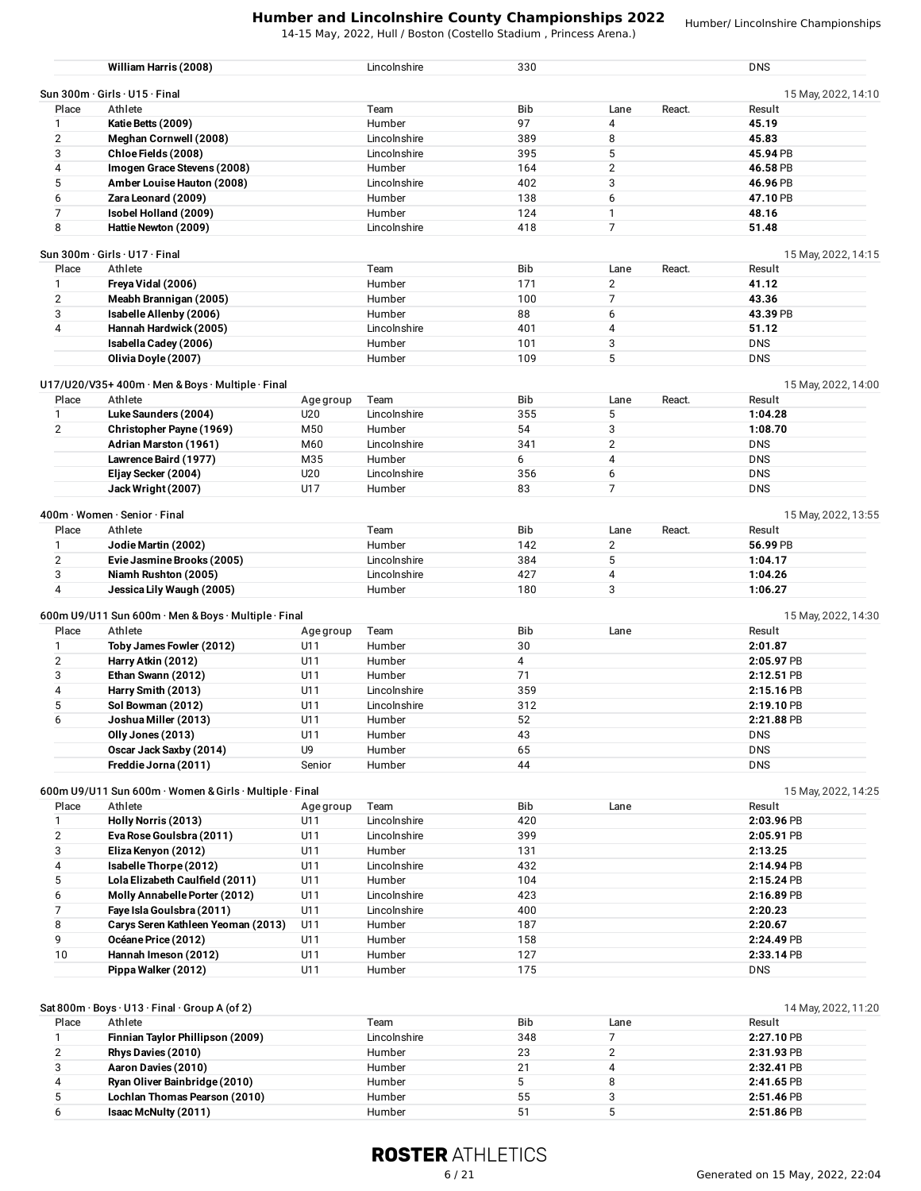| | Athlete | Team | Bib | | Result |
|---|---|---|---|---|---|
| | **William Harris (2008)** | Lincolnshire | 330 | | DNS |

## Sun 300m · Girls · U15 · Final

15 May, 2022, 14:10

| Place | Athlete | Team | Bib | Lane | React. | Result |
|---|---|---|---|---|---|---|
| 1 | **Katie Betts (2009)** | Humber | 97 | 4 | | **45.19** |
| 2 | **Meghan Cornwell (2008)** | Lincolnshire | 389 | 8 | | **45.83** |
| 3 | **Chloe Fields (2008)** | Lincolnshire | 395 | 5 | | **45.94** PB |
| 4 | **Imogen Grace Stevens (2008)** | Humber | 164 | 2 | | **46.58** PB |
| 5 | **Amber Louise Hauton (2008)** | Lincolnshire | 402 | 3 | | **46.96** PB |
| 6 | **Zara Leonard (2009)** | Humber | 138 | 6 | | **47.10** PB |
| 7 | **Isobel Holland (2009)** | Humber | 124 | 1 | | **48.16** |
| 8 | **Hattie Newton (2009)** | Lincolnshire | 418 | 7 | | **51.48** |

## Sun 300m · Girls · U17 · Final

15 May, 2022, 14:15

| Place | Athlete | Team | Bib | Lane | React. | Result |
|---|---|---|---|---|---|---|
| 1 | **Freya Vidal (2006)** | Humber | 171 | 2 | | **41.12** |
| 2 | **Meabh Brannigan (2005)** | Humber | 100 | 7 | | **43.36** |
| 3 | **Isabelle Allenby (2006)** | Humber | 88 | 6 | | **43.39** PB |
| 4 | **Hannah Hardwick (2005)** | Lincolnshire | 401 | 4 | | **51.12** |
| | **Isabella Cadey (2006)** | Humber | 101 | 3 | | DNS |
| | **Olivia Doyle (2007)** | Humber | 109 | 5 | | DNS |

## U17/U20/V35+ 400m · Men & Boys · Multiple · Final

15 May, 2022, 14:00

| Place | Athlete | Age group | Team | Bib | Lane | React. | Result |
|---|---|---|---|---|---|---|---|
| 1 | **Luke Saunders (2004)** | U20 | Lincolnshire | 355 | 5 | | **1:04.28** |
| 2 | **Christopher Payne (1969)** | M50 | Humber | 54 | 3 | | **1:08.70** |
| | **Adrian Marston (1961)** | M60 | Lincolnshire | 341 | 2 | | DNS |
| | **Lawrence Baird (1977)** | M35 | Humber | 6 | 4 | | DNS |
| | **Eljay Secker (2004)** | U20 | Lincolnshire | 356 | 6 | | DNS |
| | **Jack Wright (2007)** | U17 | Humber | 83 | 7 | | DNS |

## 400m · Women · Senior · Final

15 May, 2022, 13:55

| Place | Athlete | Team | Bib | Lane | React. | Result |
|---|---|---|---|---|---|---|
| 1 | **Jodie Martin (2002)** | Humber | 142 | 2 | | **56.99** PB |
| 2 | **Evie Jasmine Brooks (2005)** | Lincolnshire | 384 | 5 | | **1:04.17** |
| 3 | **Niamh Rushton (2005)** | Lincolnshire | 427 | 4 | | **1:04.26** |
| 4 | **Jessica Lily Waugh (2005)** | Humber | 180 | 3 | | **1:06.27** |

## 600m U9/U11 Sun 600m · Men & Boys · Multiple · Final

15 May, 2022, 14:30

| Place | Athlete | Age group | Team | Bib | Lane | Result |
|---|---|---|---|---|---|---|
| 1 | **Toby James Fowler (2012)** | U11 | Humber | 30 | | **2:01.87** |
| 2 | **Harry Atkin (2012)** | U11 | Humber | 4 | | **2:05.97** PB |
| 3 | **Ethan Swann (2012)** | U11 | Humber | 71 | | **2:12.51** PB |
| 4 | **Harry Smith (2013)** | U11 | Lincolnshire | 359 | | **2:15.16** PB |
| 5 | **Sol Bowman (2012)** | U11 | Lincolnshire | 312 | | **2:19.10** PB |
| 6 | **Joshua Miller (2013)** | U11 | Humber | 52 | | **2:21.88** PB |
| | **Olly Jones (2013)** | U11 | Humber | 43 | | DNS |
| | **Oscar Jack Saxby (2014)** | U9 | Humber | 65 | | DNS |
| | **Freddie Jorna (2011)** | Senior | Humber | 44 | | DNS |

## 600m U9/U11 Sun 600m · Women & Girls · Multiple · Final

15 May, 2022, 14:25

| Place | Athlete | Age group | Team | Bib | Lane | Result |
|---|---|---|---|---|---|---|
| 1 | **Holly Norris (2013)** | U11 | Lincolnshire | 420 | | **2:03.96** PB |
| 2 | **Eva Rose Goulsbra (2011)** | U11 | Lincolnshire | 399 | | **2:05.91** PB |
| 3 | **Eliza Kenyon (2012)** | U11 | Humber | 131 | | **2:13.25** |
| 4 | **Isabelle Thorpe (2012)** | U11 | Lincolnshire | 432 | | **2:14.94** PB |
| 5 | **Lola Elizabeth Caulfield (2011)** | U11 | Humber | 104 | | **2:15.24** PB |
| 6 | **Molly Annabelle Porter (2012)** | U11 | Lincolnshire | 423 | | **2:16.89** PB |
| 7 | **Faye Isla Goulsbra (2011)** | U11 | Lincolnshire | 400 | | **2:20.23** |
| 8 | **Carys Seren Kathleen Yeoman (2013)** | U11 | Humber | 187 | | **2:20.67** |
| 9 | **Océane Price (2012)** | U11 | Humber | 158 | | **2:24.49** PB |
| 10 | **Hannah Imeson (2012)** | U11 | Humber | 127 | | **2:33.14** PB |
| | **Pippa Walker (2012)** | U11 | Humber | 175 | | DNS |

## Sat 800m · Boys · U13 · Final · Group A (of 2)

14 May, 2022, 11:20

| Place | Athlete | Team | Bib | Lane | Result |
|---|---|---|---|---|---|
| 1 | **Finnian Taylor Phillipson (2009)** | Lincolnshire | 348 | 7 | **2:27.10** PB |
| 2 | **Rhys Davies (2010)** | Humber | 23 | 2 | **2:31.93** PB |
| 3 | **Aaron Davies (2010)** | Humber | 21 | 4 | **2:32.41** PB |
| 4 | **Ryan Oliver Bainbridge (2010)** | Humber | 5 | 8 | **2:41.65** PB |
| 5 | **Lochlan Thomas Pearson (2010)** | Humber | 55 | 3 | **2:51.46** PB |
| 6 | **Isaac McNulty (2011)** | Humber | 51 | 5 | **2:51.86** PB |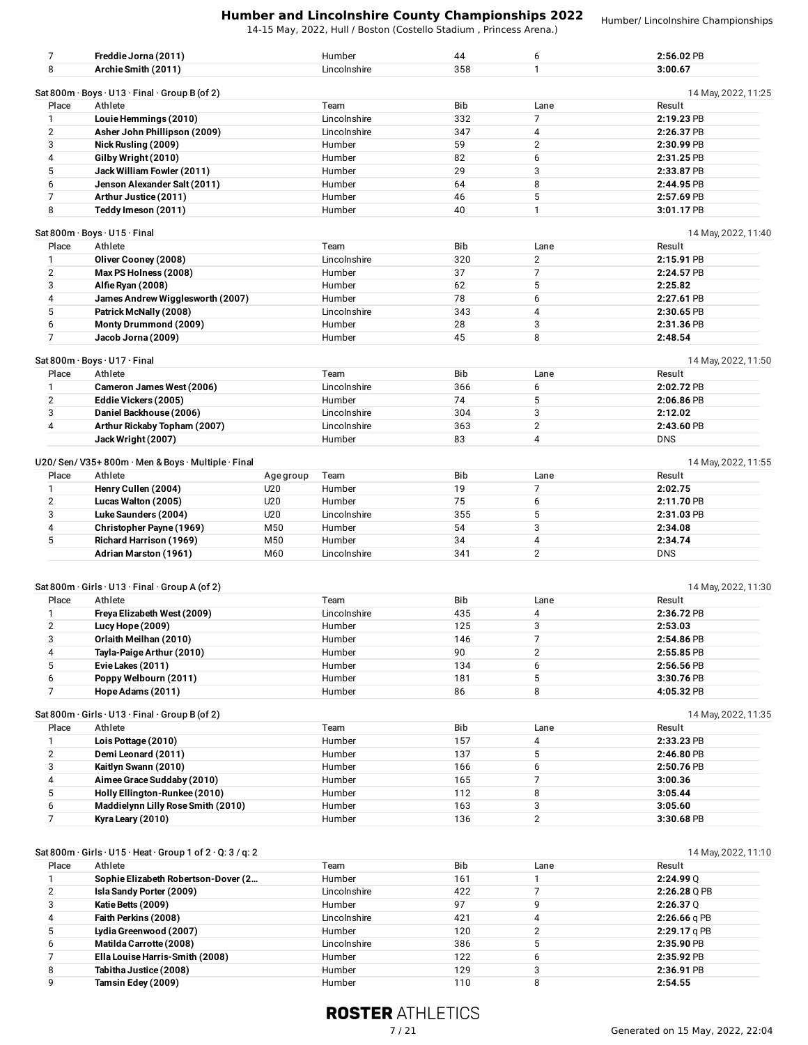| Place | Athlete | Team | Bib | Lane | Result |
|---|---|---|---|---|---|
| 7 | **Freddie Jorna (2011)** | Humber | 44 | 6 | **2:56.02** PB |
| 8 | **Archie Smith (2011)** | Lincolnshire | 358 | 1 | **3:00.67** |

### Sat 800m · Boys · U13 · Final · Group B (of 2)

14 May, 2022, 11:25

| Place | Athlete | Team | Bib | Lane | Result |
|---|---|---|---|---|---|
| 1 | **Louie Hemmings (2010)** | Lincolnshire | 332 | 7 | **2:19.23** PB |
| 2 | **Asher John Phillipson (2009)** | Lincolnshire | 347 | 4 | **2:26.37** PB |
| 3 | **Nick Rusling (2009)** | Humber | 59 | 2 | **2:30.99** PB |
| 4 | **Gilby Wright (2010)** | Humber | 82 | 6 | **2:31.25** PB |
| 5 | **Jack William Fowler (2011)** | Humber | 29 | 3 | **2:33.87** PB |
| 6 | **Jenson Alexander Salt (2011)** | Humber | 64 | 8 | **2:44.95** PB |
| 7 | **Arthur Justice (2011)** | Humber | 46 | 5 | **2:57.69** PB |
| 8 | **Teddy Imeson (2011)** | Humber | 40 | 1 | **3:01.17** PB |

### Sat 800m · Boys · U15 · Final

14 May, 2022, 11:40

| Place | Athlete | Team | Bib | Lane | Result |
|---|---|---|---|---|---|
| 1 | **Oliver Cooney (2008)** | Lincolnshire | 320 | 2 | **2:15.91** PB |
| 2 | **Max PS Holness (2008)** | Humber | 37 | 7 | **2:24.57** PB |
| 3 | **Alfie Ryan (2008)** | Humber | 62 | 5 | **2:25.82** |
| 4 | **James Andrew Wigglesworth (2007)** | Humber | 78 | 6 | **2:27.61** PB |
| 5 | **Patrick McNally (2008)** | Lincolnshire | 343 | 4 | **2:30.65** PB |
| 6 | **Monty Drummond (2009)** | Humber | 28 | 3 | **2:31.36** PB |
| 7 | **Jacob Jorna (2009)** | Humber | 45 | 8 | **2:48.54** |

### Sat 800m · Boys · U17 · Final

14 May, 2022, 11:50

| Place | Athlete | Team | Bib | Lane | Result |
|---|---|---|---|---|---|
| 1 | **Cameron James West (2006)** | Lincolnshire | 366 | 6 | **2:02.72** PB |
| 2 | **Eddie Vickers (2005)** | Humber | 74 | 5 | **2:06.86** PB |
| 3 | **Daniel Backhouse (2006)** | Lincolnshire | 304 | 3 | **2:12.02** |
| 4 | **Arthur Rickaby Topham (2007)** | Lincolnshire | 363 | 2 | **2:43.60** PB |
|  | **Jack Wright (2007)** | Humber | 83 | 4 | DNS |

### U20/ Sen/ V35+ 800m · Men & Boys · Multiple · Final

14 May, 2022, 11:55

| Place | Athlete | Age group | Team | Bib | Lane | Result |
|---|---|---|---|---|---|---|
| 1 | **Henry Cullen (2004)** | U20 | Humber | 19 | 7 | **2:02.75** |
| 2 | **Lucas Walton (2005)** | U20 | Humber | 75 | 6 | **2:11.70** PB |
| 3 | **Luke Saunders (2004)** | U20 | Lincolnshire | 355 | 5 | **2:31.03** PB |
| 4 | **Christopher Payne (1969)** | M50 | Humber | 54 | 3 | **2:34.08** |
| 5 | **Richard Harrison (1969)** | M50 | Humber | 34 | 4 | **2:34.74** |
|  | **Adrian Marston (1961)** | M60 | Lincolnshire | 341 | 2 | DNS |

### Sat 800m · Girls · U13 · Final · Group A (of 2)

14 May, 2022, 11:30

| Place | Athlete | Team | Bib | Lane | Result |
|---|---|---|---|---|---|
| 1 | **Freya Elizabeth West (2009)** | Lincolnshire | 435 | 4 | **2:36.72** PB |
| 2 | **Lucy Hope (2009)** | Humber | 125 | 3 | **2:53.03** |
| 3 | **Orlaith Meilhan (2010)** | Humber | 146 | 7 | **2:54.86** PB |
| 4 | **Tayla-Paige Arthur (2010)** | Humber | 90 | 2 | **2:55.85** PB |
| 5 | **Evie Lakes (2011)** | Humber | 134 | 6 | **2:56.56** PB |
| 6 | **Poppy Welbourn (2011)** | Humber | 181 | 5 | **3:30.76** PB |
| 7 | **Hope Adams (2011)** | Humber | 86 | 8 | **4:05.32** PB |

### Sat 800m · Girls · U13 · Final · Group B (of 2)

14 May, 2022, 11:35

| Place | Athlete | Team | Bib | Lane | Result |
|---|---|---|---|---|---|
| 1 | **Lois Pottage (2010)** | Humber | 157 | 4 | **2:33.23** PB |
| 2 | **Demi Leonard (2011)** | Humber | 137 | 5 | **2:46.80** PB |
| 3 | **Kaitlyn Swann (2010)** | Humber | 166 | 6 | **2:50.76** PB |
| 4 | **Aimee Grace Suddaby (2010)** | Humber | 165 | 7 | **3:00.36** |
| 5 | **Holly Ellington-Runkee (2010)** | Humber | 112 | 8 | **3:05.44** |
| 6 | **Maddielynn Lilly Rose Smith (2010)** | Humber | 163 | 3 | **3:05.60** |
| 7 | **Kyra Leary (2010)** | Humber | 136 | 2 | **3:30.68** PB |

### Sat 800m · Girls · U15 · Heat · Group 1 of 2 · Q: 3 / q: 2

14 May, 2022, 11:10

| Place | Athlete | Team | Bib | Lane | Result |
|---|---|---|---|---|---|
| 1 | **Sophie Elizabeth Robertson-Dover (2...** | Humber | 161 | 1 | **2:24.99** Q |
| 2 | **Isla Sandy Porter (2009)** | Lincolnshire | 422 | 7 | **2:26.28** Q PB |
| 3 | **Katie Betts (2009)** | Humber | 97 | 9 | **2:26.37** Q |
| 4 | **Faith Perkins (2008)** | Lincolnshire | 421 | 4 | **2:26.66** q PB |
| 5 | **Lydia Greenwood (2007)** | Humber | 120 | 2 | **2:29.17** q PB |
| 6 | **Matilda Carrotte (2008)** | Lincolnshire | 386 | 5 | **2:35.90** PB |
| 7 | **Ella Louise Harris-Smith (2008)** | Humber | 122 | 6 | **2:35.92** PB |
| 8 | **Tabitha Justice (2008)** | Humber | 129 | 3 | **2:36.91** PB |
| 9 | **Tamsin Edey (2009)** | Humber | 110 | 8 | **2:54.55** |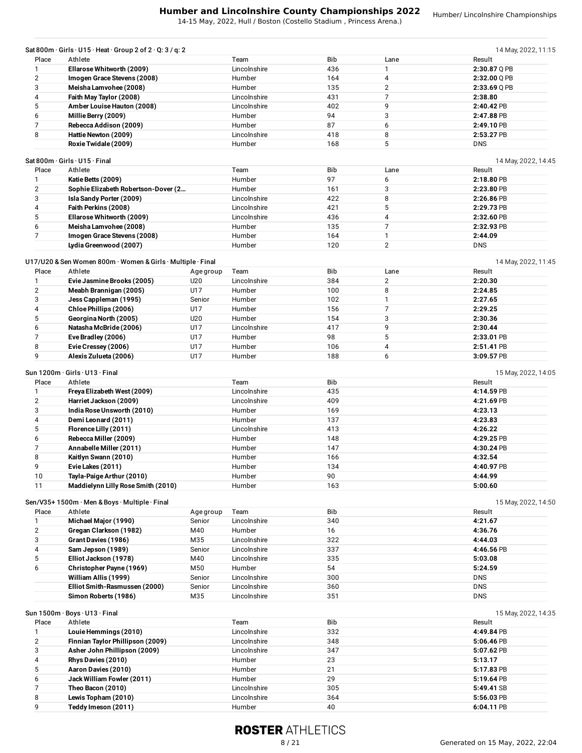## Sat 800m · Girls · U15 · Heat · Group 2 of 2 · Q: 3 / q: 2

14 May, 2022, 11:15

| Place | Athlete | Team | Bib | Lane | Result |
|---|---|---|---|---|---|
| 1 | **Ellarose Whitworth (2009)** | Lincolnshire | 436 | 1 | **2:30.87** Q PB |
| 2 | **Imogen Grace Stevens (2008)** | Humber | 164 | 4 | **2:32.00** Q PB |
| 3 | **Meisha Lamvohee (2008)** | Humber | 135 | 2 | **2:33.69** Q PB |
| 4 | **Faith May Taylor (2008)** | Lincolnshire | 431 | 7 | **2:38.80** |
| 5 | **Amber Louise Hauton (2008)** | Lincolnshire | 402 | 9 | **2:40.42** PB |
| 6 | **Millie Berry (2009)** | Humber | 94 | 3 | **2:47.88** PB |
| 7 | **Rebecca Addison (2009)** | Humber | 87 | 6 | **2:49.10** PB |
| 8 | **Hattie Newton (2009)** | Lincolnshire | 418 | 8 | **2:53.27** PB |
| | **Roxie Twidale (2009)** | Humber | 168 | 5 | DNS |

## Sat 800m · Girls · U15 · Final

14 May, 2022, 14:45

| Place | Athlete | Team | Bib | Lane | Result |
|---|---|---|---|---|---|
| 1 | **Katie Betts (2009)** | Humber | 97 | 6 | **2:18.80** PB |
| 2 | **Sophie Elizabeth Robertson-Dover (2...** | Humber | 161 | 3 | **2:23.80** PB |
| 3 | **Isla Sandy Porter (2009)** | Lincolnshire | 422 | 8 | **2:26.86** PB |
| 4 | **Faith Perkins (2008)** | Lincolnshire | 421 | 5 | **2:29.73** PB |
| 5 | **Ellarose Whitworth (2009)** | Lincolnshire | 436 | 4 | **2:32.60** PB |
| 6 | **Meisha Lamvohee (2008)** | Humber | 135 | 7 | **2:32.93** PB |
| 7 | **Imogen Grace Stevens (2008)** | Humber | 164 | 1 | **2:44.09** |
| | **Lydia Greenwood (2007)** | Humber | 120 | 2 | DNS |

## U17/U20 & Sen Women 800m · Women & Girls · Multiple · Final

14 May, 2022, 11:45

| Place | Athlete | Age group | Team | Bib | Lane | Result |
|---|---|---|---|---|---|---|
| 1 | **Evie Jasmine Brooks (2005)** | U20 | Lincolnshire | 384 | 2 | **2:20.30** |
| 2 | **Meabh Brannigan (2005)** | U17 | Humber | 100 | 8 | **2:24.85** |
| 3 | **Jess Cappleman (1995)** | Senior | Humber | 102 | 1 | **2:27.65** |
| 4 | **Chloe Phillips (2006)** | U17 | Humber | 156 | 7 | **2:29.25** |
| 5 | **Georgina North (2005)** | U20 | Humber | 154 | 3 | **2:30.36** |
| 6 | **Natasha McBride (2006)** | U17 | Lincolnshire | 417 | 9 | **2:30.44** |
| 7 | **Eve Bradley (2006)** | U17 | Humber | 98 | 5 | **2:33.01** PB |
| 8 | **Evie Cressey (2006)** | U17 | Humber | 106 | 4 | **2:51.41** PB |
| 9 | **Alexis Zulueta (2006)** | U17 | Humber | 188 | 6 | **3:09.57** PB |

## Sun 1200m · Girls · U13 · Final

15 May, 2022, 14:05

| Place | Athlete | Team | Bib | Result |
|---|---|---|---|---|
| 1 | **Freya Elizabeth West (2009)** | Lincolnshire | 435 | **4:14.59** PB |
| 2 | **Harriet Jackson (2009)** | Lincolnshire | 409 | **4:21.69** PB |
| 3 | **India Rose Unsworth (2010)** | Humber | 169 | **4:23.13** |
| 4 | **Demi Leonard (2011)** | Humber | 137 | **4:23.83** |
| 5 | **Florence Lilly (2011)** | Lincolnshire | 413 | **4:26.22** |
| 6 | **Rebecca Miller (2009)** | Humber | 148 | **4:29.25** PB |
| 7 | **Annabelle Miller (2011)** | Humber | 147 | **4:30.24** PB |
| 8 | **Kaitlyn Swann (2010)** | Humber | 166 | **4:32.54** |
| 9 | **Evie Lakes (2011)** | Humber | 134 | **4:40.97** PB |
| 10 | **Tayla-Paige Arthur (2010)** | Humber | 90 | **4:44.99** |
| 11 | **Maddielynn Lilly Rose Smith (2010)** | Humber | 163 | **5:00.60** |

## Sen/V35+ 1500m · Men & Boys · Multiple · Final

15 May, 2022, 14:50

| Place | Athlete | Age group | Team | Bib | Result |
|---|---|---|---|---|---|
| 1 | **Michael Major (1990)** | Senior | Lincolnshire | 340 | **4:21.67** |
| 2 | **Gregan Clarkson (1982)** | M40 | Humber | 16 | **4:36.76** |
| 3 | **Grant Davies (1986)** | M35 | Lincolnshire | 322 | **4:44.03** |
| 4 | **Sam Jepson (1989)** | Senior | Lincolnshire | 337 | **4:46.56** PB |
| 5 | **Elliot Jackson (1978)** | M40 | Lincolnshire | 335 | **5:03.08** |
| 6 | **Christopher Payne (1969)** | M50 | Humber | 54 | **5:24.59** |
| | **William Allis (1999)** | Senior | Lincolnshire | 300 | DNS |
| | **Elliot Smith-Rasmussen (2000)** | Senior | Lincolnshire | 360 | DNS |
| | **Simon Roberts (1986)** | M35 | Lincolnshire | 351 | DNS |

## Sun 1500m · Boys · U13 · Final

15 May, 2022, 14:35

| Place | Athlete | Team | Bib | Result |
|---|---|---|---|---|
| 1 | **Louie Hemmings (2010)** | Lincolnshire | 332 | **4:49.84** PB |
| 2 | **Finnian Taylor Phillipson (2009)** | Lincolnshire | 348 | **5:06.46** PB |
| 3 | **Asher John Phillipson (2009)** | Lincolnshire | 347 | **5:07.62** PB |
| 4 | **Rhys Davies (2010)** | Humber | 23 | **5:13.17** |
| 5 | **Aaron Davies (2010)** | Humber | 21 | **5:17.83** PB |
| 6 | **Jack William Fowler (2011)** | Humber | 29 | **5:19.64** PB |
| 7 | **Theo Bacon (2010)** | Lincolnshire | 305 | **5:49.41** SB |
| 8 | **Lewis Topham (2010)** | Lincolnshire | 364 | **5:56.03** PB |
| 9 | **Teddy Imeson (2011)** | Humber | 40 | **6:04.11** PB |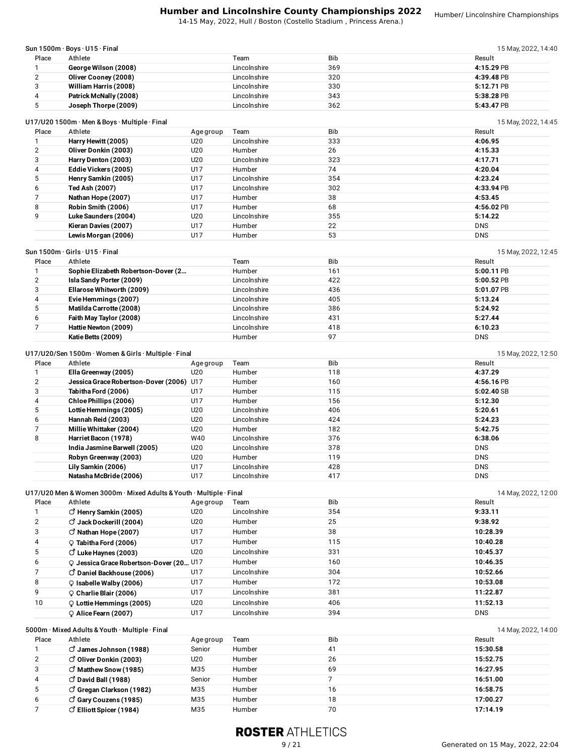# Humber and Lincolnshire County Championships 2022

14-15 May, 2022, Hull / Boston (Costello Stadium , Princess Arena.)

### Sun 1500m · Boys · U15 · Final

15 May, 2022, 14:40

| Place | Athlete | Team | Bib | Result |
|---|---|---|---|---|
| 1 | George Wilson (2008) | Lincolnshire | 369 | **4:15.29** PB |
| 2 | Oliver Cooney (2008) | Lincolnshire | 320 | **4:39.48** PB |
| 3 | William Harris (2008) | Lincolnshire | 330 | **5:12.71** PB |
| 4 | Patrick McNally (2008) | Lincolnshire | 343 | **5:38.28** PB |
| 5 | Joseph Thorpe (2009) | Lincolnshire | 362 | **5:43.47** PB |

### U17/U20 1500m · Men & Boys · Multiple · Final

15 May, 2022, 14:45

| Place | Athlete | Age group | Team | Bib | Result |
|---|---|---|---|---|---|
| 1 | Harry Hewitt (2005) | U20 | Lincolnshire | 333 | **4:06.95** |
| 2 | Oliver Donkin (2003) | U20 | Humber | 26 | **4:15.33** |
| 3 | Harry Denton (2003) | U20 | Lincolnshire | 323 | **4:17.71** |
| 4 | Eddie Vickers (2005) | U17 | Humber | 74 | **4:20.04** |
| 5 | Henry Samkin (2005) | U17 | Lincolnshire | 354 | **4:23.24** |
| 6 | Ted Ash (2007) | U17 | Lincolnshire | 302 | **4:33.94** PB |
| 7 | Nathan Hope (2007) | U17 | Humber | 38 | **4:53.45** |
| 8 | Robin Smith (2006) | U17 | Humber | 68 | **4:56.02** PB |
| 9 | Luke Saunders (2004) | U20 | Lincolnshire | 355 | **5:14.22** |
| | Kieran Davies (2007) | U17 | Humber | 22 | DNS |
| | Lewis Morgan (2006) | U17 | Humber | 53 | DNS |

### Sun 1500m · Girls · U15 · Final

15 May, 2022, 12:45

| Place | Athlete | Team | Bib | Result |
|---|---|---|---|---|
| 1 | Sophie Elizabeth Robertson-Dover (2... | Humber | 161 | **5:00.11** PB |
| 2 | Isla Sandy Porter (2009) | Lincolnshire | 422 | **5:00.52** PB |
| 3 | Ellarose Whitworth (2009) | Lincolnshire | 436 | **5:01.07** PB |
| 4 | Evie Hemmings (2007) | Lincolnshire | 405 | **5:13.24** |
| 5 | Matilda Carrotte (2008) | Lincolnshire | 386 | **5:24.92** |
| 6 | Faith May Taylor (2008) | Lincolnshire | 431 | **5:27.44** |
| 7 | Hattie Newton (2009) | Lincolnshire | 418 | **6:10.23** |
| | Katie Betts (2009) | Humber | 97 | DNS |

### U17/U20/Sen 1500m · Women & Girls · Multiple · Final

15 May, 2022, 12:50

| Place | Athlete | Age group | Team | Bib | Result |
|---|---|---|---|---|---|
| 1 | Ella Greenway (2005) | U20 | Humber | 118 | **4:37.29** |
| 2 | Jessica Grace Robertson-Dover (2006) | U17 | Humber | 160 | **4:56.16** PB |
| 3 | Tabitha Ford (2006) | U17 | Humber | 115 | **5:02.40** SB |
| 4 | Chloe Phillips (2006) | U17 | Humber | 156 | **5:12.30** |
| 5 | Lottie Hemmings (2005) | U20 | Lincolnshire | 406 | **5:20.61** |
| 6 | Hannah Reid (2003) | U20 | Lincolnshire | 424 | **5:24.23** |
| 7 | Millie Whittaker (2004) | U20 | Humber | 182 | **5:42.75** |
| 8 | Harriet Bacon (1978) | W40 | Lincolnshire | 376 | **6:38.06** |
| | India Jasmine Barwell (2005) | U20 | Lincolnshire | 378 | DNS |
| | Robyn Greenway (2003) | U20 | Humber | 119 | DNS |
| | Lily Samkin (2006) | U17 | Lincolnshire | 428 | DNS |
| | Natasha McBride (2006) | U17 | Lincolnshire | 417 | DNS |

### U17/U20 Men & Women 3000m · Mixed Adults & Youth · Multiple · Final

14 May, 2022, 12:00

| Place | Athlete | Age group | Team | Bib | Result |
|---|---|---|---|---|---|
| 1 | ♂ Henry Samkin (2005) | U20 | Lincolnshire | 354 | **9:33.11** |
| 2 | ♂ Jack Dockerill (2004) | U20 | Humber | 25 | **9:38.92** |
| 3 | ♂ Nathan Hope (2007) | U17 | Humber | 38 | **10:28.39** |
| 4 | ♀ Tabitha Ford (2006) | U17 | Humber | 115 | **10:40.28** |
| 5 | ♂ Luke Haynes (2003) | U20 | Lincolnshire | 331 | **10:45.37** |
| 6 | ♀ Jessica Grace Robertson-Dover (20... | U17 | Humber | 160 | **10:46.35** |
| 7 | ♂ Daniel Backhouse (2006) | U17 | Lincolnshire | 304 | **10:52.66** |
| 8 | ♀ Isabelle Walby (2006) | U17 | Humber | 172 | **10:53.08** |
| 9 | ♀ Charlie Blair (2006) | U17 | Lincolnshire | 381 | **11:22.87** |
| 10 | ♀ Lottie Hemmings (2005) | U20 | Lincolnshire | 406 | **11:52.13** |
| | ♀ Alice Fearn (2007) | U17 | Lincolnshire | 394 | DNS |

### 5000m · Mixed Adults & Youth · Multiple · Final

14 May, 2022, 14:00

| Place | Athlete | Age group | Team | Bib | Result |
|---|---|---|---|---|---|
| 1 | ♂ James Johnson (1988) | Senior | Humber | 41 | **15:30.58** |
| 2 | ♂ Oliver Donkin (2003) | U20 | Humber | 26 | **15:52.75** |
| 3 | ♂ Matthew Snow (1985) | M35 | Humber | 69 | **16:27.95** |
| 4 | ♂ David Ball (1988) | Senior | Humber | 7 | **16:51.00** |
| 5 | ♂ Gregan Clarkson (1982) | M35 | Humber | 16 | **16:58.75** |
| 6 | ♂ Gary Couzens (1985) | M35 | Humber | 18 | **17:00.27** |
| 7 | ♂ Elliott Spicer (1984) | M35 | Humber | 70 | **17:14.19** |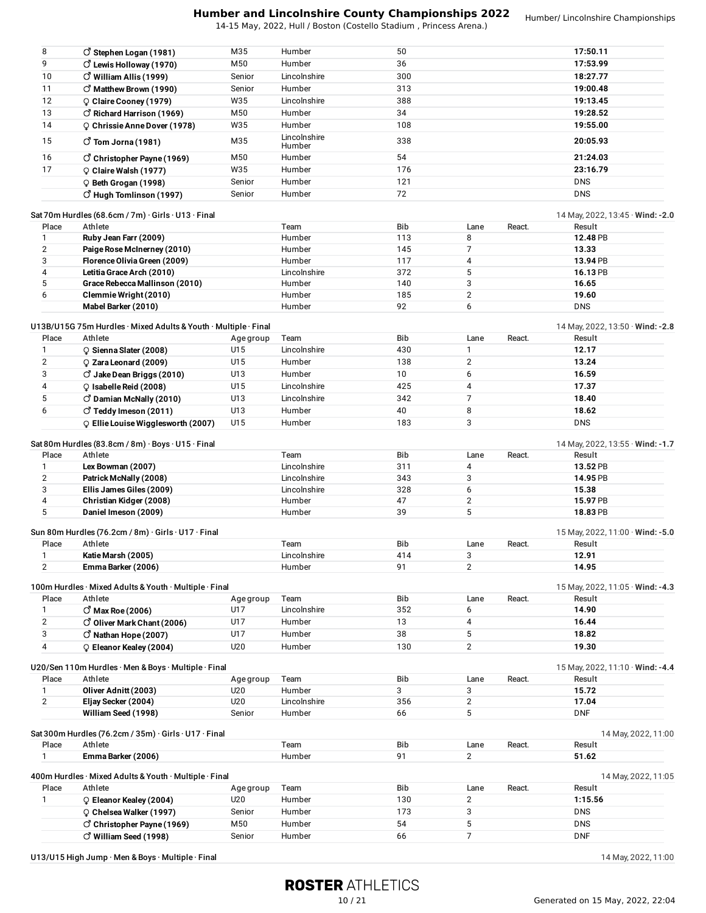| | | | | | | | |
|---|---|---|---|---|---|---|---|
| 8 | ♂ **Stephen Logan (1981)** | M35 | Humber | 50 | | | **17:50.11** |
| 9 | ♂ **Lewis Holloway (1970)** | M50 | Humber | 36 | | | **17:53.99** |
| 10 | ♂ **William Allis (1999)** | Senior | Lincolnshire | 300 | | | **18:27.77** |
| 11 | ♂ **Matthew Brown (1990)** | Senior | Humber | 313 | | | **19:00.48** |
| 12 | ♀ **Claire Cooney (1979)** | W35 | Lincolnshire | 388 | | | **19:13.45** |
| 13 | ♂ **Richard Harrison (1969)** | M50 | Humber | 34 | | | **19:28.52** |
| 14 | ♀ **Chrissie Anne Dover (1978)** | W35 | Humber | 108 | | | **19:55.00** |
| 15 | ♂ **Tom Jorna (1981)** | M35 | Lincolnshire Humber | 338 | | | **20:05.93** |
| 16 | ♂ **Christopher Payne (1969)** | M50 | Humber | 54 | | | **21:24.03** |
| 17 | ♀ **Claire Walsh (1977)** | W35 | Humber | 176 | | | **23:16.79** |
| | ♀ **Beth Grogan (1998)** | Senior | Humber | 121 | | | DNS |
| | ♂ **Hugh Tomlinson (1997)** | Senior | Humber | 72 | | | DNS |

**Sat 70m Hurdles (68.6cm / 7m) · Girls · U13 · Final** — 14 May, 2022, 13:45 · **Wind: -2.0**

| Place | Athlete | Team | Bib | Lane | React. | Result |
|---|---|---|---|---|---|---|
| 1 | **Ruby Jean Farr (2009)** | Humber | 113 | 8 | | **12.48** PB |
| 2 | **Paige Rose McInerney (2010)** | Humber | 145 | 7 | | **13.33** |
| 3 | **Florence Olivia Green (2009)** | Humber | 117 | 4 | | **13.94** PB |
| 4 | **Letitia Grace Arch (2010)** | Lincolnshire | 372 | 5 | | **16.13** PB |
| 5 | **Grace Rebecca Mallinson (2010)** | Humber | 140 | 3 | | **16.65** |
| 6 | **Clemmie Wright (2010)** | Humber | 185 | 2 | | **19.60** |
| | **Mabel Barker (2010)** | Humber | 92 | 6 | | DNS |

**U13B/U15G 75m Hurdles · Mixed Adults & Youth · Multiple · Final** — 14 May, 2022, 13:50 · **Wind: -2.8**

| Place | Athlete | Age group | Team | Bib | Lane | React. | Result |
|---|---|---|---|---|---|---|---|
| 1 | ♀ **Sienna Slater (2008)** | U15 | Lincolnshire | 430 | 1 | | **12.17** |
| 2 | ♀ **Zara Leonard (2009)** | U15 | Humber | 138 | 2 | | **13.24** |
| 3 | ♂ **Jake Dean Briggs (2010)** | U13 | Humber | 10 | 6 | | **16.59** |
| 4 | ♀ **Isabelle Reid (2008)** | U15 | Lincolnshire | 425 | 4 | | **17.37** |
| 5 | ♂ **Damian McNally (2010)** | U13 | Lincolnshire | 342 | 7 | | **18.40** |
| 6 | ♂ **Teddy Imeson (2011)** | U13 | Humber | 40 | 8 | | **18.62** |
| | ♀ **Ellie Louise Wigglesworth (2007)** | U15 | Humber | 183 | 3 | | DNS |

**Sat 80m Hurdles (83.8cm / 8m) · Boys · U15 · Final** — 14 May, 2022, 13:55 · **Wind: -1.7**

| Place | Athlete | Team | Bib | Lane | React. | Result |
|---|---|---|---|---|---|---|
| 1 | **Lex Bowman (2007)** | Lincolnshire | 311 | 4 | | **13.52** PB |
| 2 | **Patrick McNally (2008)** | Lincolnshire | 343 | 3 | | **14.95** PB |
| 3 | **Ellis James Giles (2009)** | Lincolnshire | 328 | 6 | | **15.38** |
| 4 | **Christian Kidger (2008)** | Humber | 47 | 2 | | **15.97** PB |
| 5 | **Daniel Imeson (2009)** | Humber | 39 | 5 | | **18.83** PB |

**Sun 80m Hurdles (76.2cm / 8m) · Girls · U17 · Final** — 15 May, 2022, 11:00 · **Wind: -5.0**

| Place | Athlete | Team | Bib | Lane | React. | Result |
|---|---|---|---|---|---|---|
| 1 | **Katie Marsh (2005)** | Lincolnshire | 414 | 3 | | **12.91** |
| 2 | **Emma Barker (2006)** | Humber | 91 | 2 | | **14.95** |

**100m Hurdles · Mixed Adults & Youth · Multiple · Final** — 15 May, 2022, 11:05 · **Wind: -4.3**

| Place | Athlete | Age group | Team | Bib | Lane | React. | Result |
|---|---|---|---|---|---|---|---|
| 1 | ♂ **Max Roe (2006)** | U17 | Lincolnshire | 352 | 6 | | **14.90** |
| 2 | ♂ **Oliver Mark Chant (2006)** | U17 | Humber | 13 | 4 | | **16.44** |
| 3 | ♂ **Nathan Hope (2007)** | U17 | Humber | 38 | 5 | | **18.82** |
| 4 | ♀ **Eleanor Kealey (2004)** | U20 | Humber | 130 | 2 | | **19.30** |

**U20/Sen 110m Hurdles · Men & Boys · Multiple · Final** — 15 May, 2022, 11:10 · **Wind: -4.4**

| Place | Athlete | Age group | Team | Bib | Lane | React. | Result |
|---|---|---|---|---|---|---|---|
| 1 | **Oliver Adnitt (2003)** | U20 | Humber | 3 | 3 | | **15.72** |
| 2 | **Eljay Secker (2004)** | U20 | Lincolnshire | 356 | 2 | | **17.04** |
| | **William Seed (1998)** | Senior | Humber | 66 | 5 | | DNF |

**Sat 300m Hurdles (76.2cm / 35m) · Girls · U17 · Final** — 14 May, 2022, 11:00

| Place | Athlete | Team | Bib | Lane | React. | Result |
|---|---|---|---|---|---|---|
| 1 | **Emma Barker (2006)** | Humber | 91 | 2 | | **51.62** |

**400m Hurdles · Mixed Adults & Youth · Multiple · Final** — 14 May, 2022, 11:05

| Place | Athlete | Age group | Team | Bib | Lane | React. | Result |
|---|---|---|---|---|---|---|---|
| 1 | ♀ **Eleanor Kealey (2004)** | U20 | Humber | 130 | 2 | | **1:15.56** |
| | ♀ **Chelsea Walker (1997)** | Senior | Humber | 173 | 3 | | DNS |
| | ♂ **Christopher Payne (1969)** | M50 | Humber | 54 | 5 | | DNS |
| | ♂ **William Seed (1998)** | Senior | Humber | 66 | 7 | | DNF |

**U13/U15 High Jump · Men & Boys · Multiple · Final** — 14 May, 2022, 11:00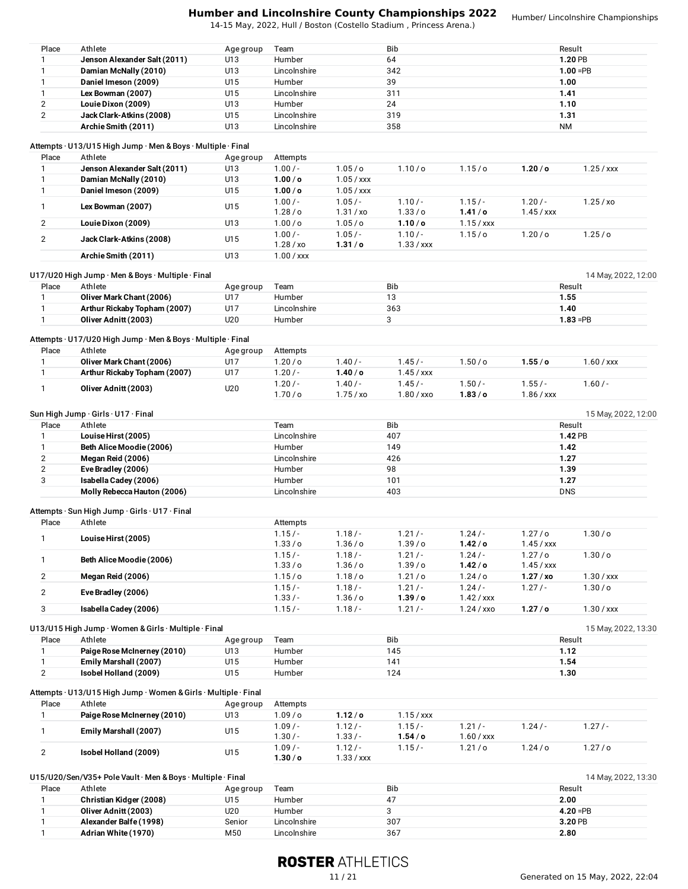| Place | Athlete | Age group | Team | Bib | Result |
|---|---|---|---|---|---|
| 1 | **Jenson Alexander Salt (2011)** | U13 | Humber | 64 | **1.20** PB |
| 1 | **Damian McNally (2010)** | U13 | Lincolnshire | 342 | **1.00** =PB |
| 1 | **Daniel Imeson (2009)** | U15 | Humber | 39 | **1.00** |
| 1 | **Lex Bowman (2007)** | U15 | Lincolnshire | 311 | **1.41** |
| 2 | **Louie Dixon (2009)** | U13 | Humber | 24 | **1.10** |
| 2 | **Jack Clark-Atkins (2008)** | U15 | Lincolnshire | 319 | **1.31** |
| | **Archie Smith (2011)** | U13 | Lincolnshire | 358 | NM |

Attempts · U13/U15 High Jump · Men & Boys · Multiple · Final

| Place | Athlete | Age group | Attempts | | | | | |
|---|---|---|---|---|---|---|---|---|
| 1 | **Jenson Alexander Salt (2011)** | U13 | 1.00 / - | 1.05 / o | 1.10 / o | 1.15 / o | **1.20 / o** | 1.25 / xxx |
| 1 | **Damian McNally (2010)** | U13 | **1.00 / o** | 1.05 / xxx | | | | |
| 1 | **Daniel Imeson (2009)** | U15 | **1.00 / o** | 1.05 / xxx | | | | |
| 1 | **Lex Bowman (2007)** | U15 | 1.00 / - | 1.05 / - | 1.10 / - | 1.15 / - | 1.20 / - | 1.25 / xo |
| | | | 1.28 / o | 1.31 / xo | 1.33 / o | **1.41 / o** | 1.45 / xxx | |
| 2 | **Louie Dixon (2009)** | U13 | 1.00 / o | 1.05 / o | **1.10 / o** | 1.15 / xxx | | |
| 2 | **Jack Clark-Atkins (2008)** | U15 | 1.00 / - | 1.05 / - | 1.10 / - | 1.15 / o | 1.20 / o | 1.25 / o |
| | | | 1.28 / xo | **1.31 / o** | 1.33 / xxx | | | |
| | **Archie Smith (2011)** | U13 | 1.00 / xxx | | | | | |

U17/U20 High Jump · Men & Boys · Multiple · Final — 14 May, 2022, 12:00

| Place | Athlete | Age group | Team | Bib | Result |
|---|---|---|---|---|---|
| 1 | **Oliver Mark Chant (2006)** | U17 | Humber | 13 | **1.55** |
| 1 | **Arthur Rickaby Topham (2007)** | U17 | Lincolnshire | 363 | **1.40** |
| 1 | **Oliver Adnitt (2003)** | U20 | Humber | 3 | **1.83** =PB |

Attempts · U17/U20 High Jump · Men & Boys · Multiple · Final

| Place | Athlete | Age group | Attempts | | | | | |
|---|---|---|---|---|---|---|---|---|
| 1 | **Oliver Mark Chant (2006)** | U17 | 1.20 / o | 1.40 / - | 1.45 / - | 1.50 / o | **1.55 / o** | 1.60 / xxx |
| 1 | **Arthur Rickaby Topham (2007)** | U17 | 1.20 / - | **1.40 / o** | 1.45 / xxx | | | |
| 1 | **Oliver Adnitt (2003)** | U20 | 1.20 / - | 1.40 / - | 1.45 / - | 1.50 / - | 1.55 / - | 1.60 / - |
| | | | 1.70 / o | 1.75 / xo | 1.80 / xxo | **1.83 / o** | 1.86 / xxx | |

Sun High Jump · Girls · U17 · Final — 15 May, 2022, 12:00

| Place | Athlete | Team | Bib | Result |
|---|---|---|---|---|
| 1 | **Louise Hirst (2005)** | Lincolnshire | 407 | **1.42** PB |
| 1 | **Beth Alice Moodie (2006)** | Humber | 149 | **1.42** |
| 2 | **Megan Reid (2006)** | Lincolnshire | 426 | **1.27** |
| 2 | **Eve Bradley (2006)** | Humber | 98 | **1.39** |
| 3 | **Isabella Cadey (2006)** | Humber | 101 | **1.27** |
| | **Molly Rebecca Hauton (2006)** | Lincolnshire | 403 | DNS |

Attempts · Sun High Jump · Girls · U17 · Final

| Place | Athlete | Attempts | | | | | |
|---|---|---|---|---|---|---|---|
| 1 | **Louise Hirst (2005)** | 1.15 / - | 1.18 / - | 1.21 / - | 1.24 / - | 1.27 / o | 1.30 / o |
| | | 1.33 / o | 1.36 / o | 1.39 / o | **1.42 / o** | 1.45 / xxx | |
| 1 | **Beth Alice Moodie (2006)** | 1.15 / - | 1.18 / - | 1.21 / - | 1.24 / - | 1.27 / o | 1.30 / o |
| | | 1.33 / o | 1.36 / o | 1.39 / o | **1.42 / o** | 1.45 / xxx | |
| 2 | **Megan Reid (2006)** | 1.15 / o | 1.18 / o | 1.21 / o | 1.24 / o | **1.27 / xo** | 1.30 / xxx |
| 2 | **Eve Bradley (2006)** | 1.15 / - | 1.18 / - | 1.21 / - | 1.24 / - | 1.27 / - | 1.30 / o |
| | | 1.33 / - | 1.36 / o | **1.39 / o** | 1.42 / xxx | | |
| 3 | **Isabella Cadey (2006)** | 1.15 / - | 1.18 / - | 1.21 / - | 1.24 / xxo | **1.27 / o** | 1.30 / xxx |

U13/U15 High Jump · Women & Girls · Multiple · Final — 15 May, 2022, 13:30

| Place | Athlete | Age group | Team | Bib | Result |
|---|---|---|---|---|---|
| 1 | **Paige Rose McInerney (2010)** | U13 | Humber | 145 | **1.12** |
| 1 | **Emily Marshall (2007)** | U15 | Humber | 141 | **1.54** |
| 2 | **Isobel Holland (2009)** | U15 | Humber | 124 | **1.30** |

Attempts · U13/U15 High Jump · Women & Girls · Multiple · Final

| Place | Athlete | Age group | Attempts | | | | | |
|---|---|---|---|---|---|---|---|---|
| 1 | **Paige Rose McInerney (2010)** | U13 | 1.09 / o | **1.12 / o** | 1.15 / xxx | | | |
| 1 | **Emily Marshall (2007)** | U15 | 1.09 / - | 1.12 / - | 1.15 / - | 1.21 / - | 1.24 / - | 1.27 / - |
| | | | 1.30 / - | 1.33 / - | **1.54 / o** | 1.60 / xxx | | |
| 2 | **Isobel Holland (2009)** | U15 | 1.09 / - | 1.12 / - | 1.15 / - | 1.21 / o | 1.24 / o | 1.27 / o |
| | | | **1.30 / o** | 1.33 / xxx | | | | |

U15/U20/Sen/V35+ Pole Vault · Men & Boys · Multiple · Final — 14 May, 2022, 13:30

| Place | Athlete | Age group | Team | Bib | Result |
|---|---|---|---|---|---|
| 1 | **Christian Kidger (2008)** | U15 | Humber | 47 | **2.00** |
| 1 | **Oliver Adnitt (2003)** | U20 | Humber | 3 | **4.20** =PB |
| 1 | **Alexander Balfe (1998)** | Senior | Lincolnshire | 307 | **3.20** PB |
| 1 | **Adrian White (1970)** | M50 | Lincolnshire | 367 | **2.80** |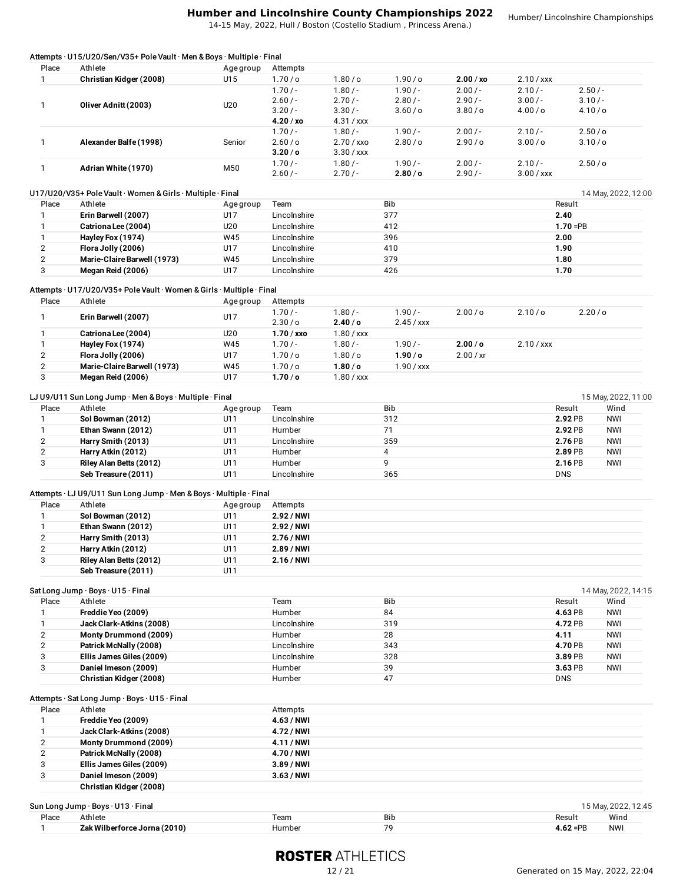### Attempts · U15/U20/Sen/V35+ Pole Vault · Men & Boys · Multiple · Final

| Place | Athlete | Age group | Attempts | | | | | |
|---|---|---|---|---|---|---|---|---|
| 1 | **Christian Kidger (2008)** | U15 | 1.70 / o | 1.80 / o | 1.90 / o | **2.00 / xo** | 2.10 / xxx | |
| 1 | **Oliver Adnitt (2003)** | U20 | 1.70 / - | 1.80 / - | 1.90 / - | 2.00 / - | 2.10 / - | 2.50 / - |
| | | | 2.60 / - | 2.70 / - | 2.80 / - | 2.90 / - | 3.00 / - | 3.10 / - |
| | | | 3.20 / - | 3.30 / - | 3.60 / o | 3.80 / o | 4.00 / o | 4.10 / o |
| | | | **4.20 / xo** | 4.31 / xxx | | | | |
| 1 | **Alexander Balfe (1998)** | Senior | 1.70 / - | 1.80 / - | 1.90 / - | 2.00 / - | 2.10 / - | 2.50 / o |
| | | | 2.60 / o | 2.70 / xxo | 2.80 / o | 2.90 / o | 3.00 / o | 3.10 / o |
| | | | **3.20 / o** | 3.30 / xxx | | | | |
| 1 | **Adrian White (1970)** | M50 | 1.70 / - | 1.80 / - | 1.90 / - | 2.00 / - | 2.10 / - | 2.50 / o |
| | | | 2.60 / - | 2.70 / - | **2.80 / o** | 2.90 / - | 3.00 / xxx | |

### U17/U20/V35+ Pole Vault · Women & Girls · Multiple · Final

14 May, 2022, 12:00

| Place | Athlete | Age group | Team | Bib | Result |
|---|---|---|---|---|---|
| 1 | **Erin Barwell (2007)** | U17 | Lincolnshire | 377 | **2.40** |
| 1 | **Catriona Lee (2004)** | U20 | Lincolnshire | 412 | **1.70** =PB |
| 1 | **Hayley Fox (1974)** | W45 | Lincolnshire | 396 | **2.00** |
| 2 | **Flora Jolly (2006)** | U17 | Lincolnshire | 410 | **1.90** |
| 2 | **Marie-Claire Barwell (1973)** | W45 | Lincolnshire | 379 | **1.80** |
| 3 | **Megan Reid (2006)** | U17 | Lincolnshire | 426 | **1.70** |

### Attempts · U17/U20/V35+ Pole Vault · Women & Girls · Multiple · Final

| Place | Athlete | Age group | Attempts | | | | | |
|---|---|---|---|---|---|---|---|---|
| 1 | **Erin Barwell (2007)** | U17 | 1.70 / - | 1.80 / - | 1.90 / - | 2.00 / o | 2.10 / o | 2.20 / o |
| | | | 2.30 / o | **2.40 / o** | 2.45 / xxx | | | |
| 1 | **Catriona Lee (2004)** | U20 | **1.70 / xxo** | 1.80 / xxx | | | | |
| 1 | **Hayley Fox (1974)** | W45 | 1.70 / - | 1.80 / - | 1.90 / - | **2.00 / o** | 2.10 / xxx | |
| 2 | **Flora Jolly (2006)** | U17 | 1.70 / o | 1.80 / o | **1.90 / o** | 2.00 / xr | | |
| 2 | **Marie-Claire Barwell (1973)** | W45 | 1.70 / o | **1.80 / o** | 1.90 / xxx | | | |
| 3 | **Megan Reid (2006)** | U17 | **1.70 / o** | 1.80 / xxx | | | | |

### LJ U9/U11 Sun Long Jump · Men & Boys · Multiple · Final

15 May, 2022, 11:00

| Place | Athlete | Age group | Team | Bib | Result | Wind |
|---|---|---|---|---|---|---|
| 1 | **Sol Bowman (2012)** | U11 | Lincolnshire | 312 | **2.92** PB | NWI |
| 1 | **Ethan Swann (2012)** | U11 | Humber | 71 | **2.92** PB | NWI |
| 2 | **Harry Smith (2013)** | U11 | Lincolnshire | 359 | **2.76** PB | NWI |
| 2 | **Harry Atkin (2012)** | U11 | Humber | 4 | **2.89** PB | NWI |
| 3 | **Riley Alan Betts (2012)** | U11 | Humber | 9 | **2.16** PB | NWI |
| | **Seb Treasure (2011)** | U11 | Lincolnshire | 365 | DNS | |

### Attempts · LJ U9/U11 Sun Long Jump · Men & Boys · Multiple · Final

| Place | Athlete | Age group | Attempts |
|---|---|---|---|
| 1 | **Sol Bowman (2012)** | U11 | **2.92 / NWI** |
| 1 | **Ethan Swann (2012)** | U11 | **2.92 / NWI** |
| 2 | **Harry Smith (2013)** | U11 | **2.76 / NWI** |
| 2 | **Harry Atkin (2012)** | U11 | **2.89 / NWI** |
| 3 | **Riley Alan Betts (2012)** | U11 | **2.16 / NWI** |
| | **Seb Treasure (2011)** | U11 | |

### Sat Long Jump · Boys · U15 · Final

14 May, 2022, 14:15

| Place | Athlete | Team | Bib | Result | Wind |
|---|---|---|---|---|---|
| 1 | **Freddie Yeo (2009)** | Humber | 84 | **4.63** PB | NWI |
| 1 | **Jack Clark-Atkins (2008)** | Lincolnshire | 319 | **4.72** PB | NWI |
| 2 | **Monty Drummond (2009)** | Humber | 28 | **4.11** | NWI |
| 2 | **Patrick McNally (2008)** | Lincolnshire | 343 | **4.70** PB | NWI |
| 3 | **Ellis James Giles (2009)** | Lincolnshire | 328 | **3.89** PB | NWI |
| 3 | **Daniel Imeson (2009)** | Humber | 39 | **3.63** PB | NWI |
| | **Christian Kidger (2008)** | Humber | 47 | DNS | |

### Attempts · Sat Long Jump · Boys · U15 · Final

| Place | Athlete | Attempts |
|---|---|---|
| 1 | **Freddie Yeo (2009)** | **4.63 / NWI** |
| 1 | **Jack Clark-Atkins (2008)** | **4.72 / NWI** |
| 2 | **Monty Drummond (2009)** | **4.11 / NWI** |
| 2 | **Patrick McNally (2008)** | **4.70 / NWI** |
| 3 | **Ellis James Giles (2009)** | **3.89 / NWI** |
| 3 | **Daniel Imeson (2009)** | **3.63 / NWI** |
| | **Christian Kidger (2008)** | |

### Sun Long Jump · Boys · U13 · Final

15 May, 2022, 12:45

| Place | Athlete | Team | Bib | Result | Wind |
|---|---|---|---|---|---|
| 1 | **Zak Wilberforce Jorna (2010)** | Humber | 79 | **4.62** =PB | NWI |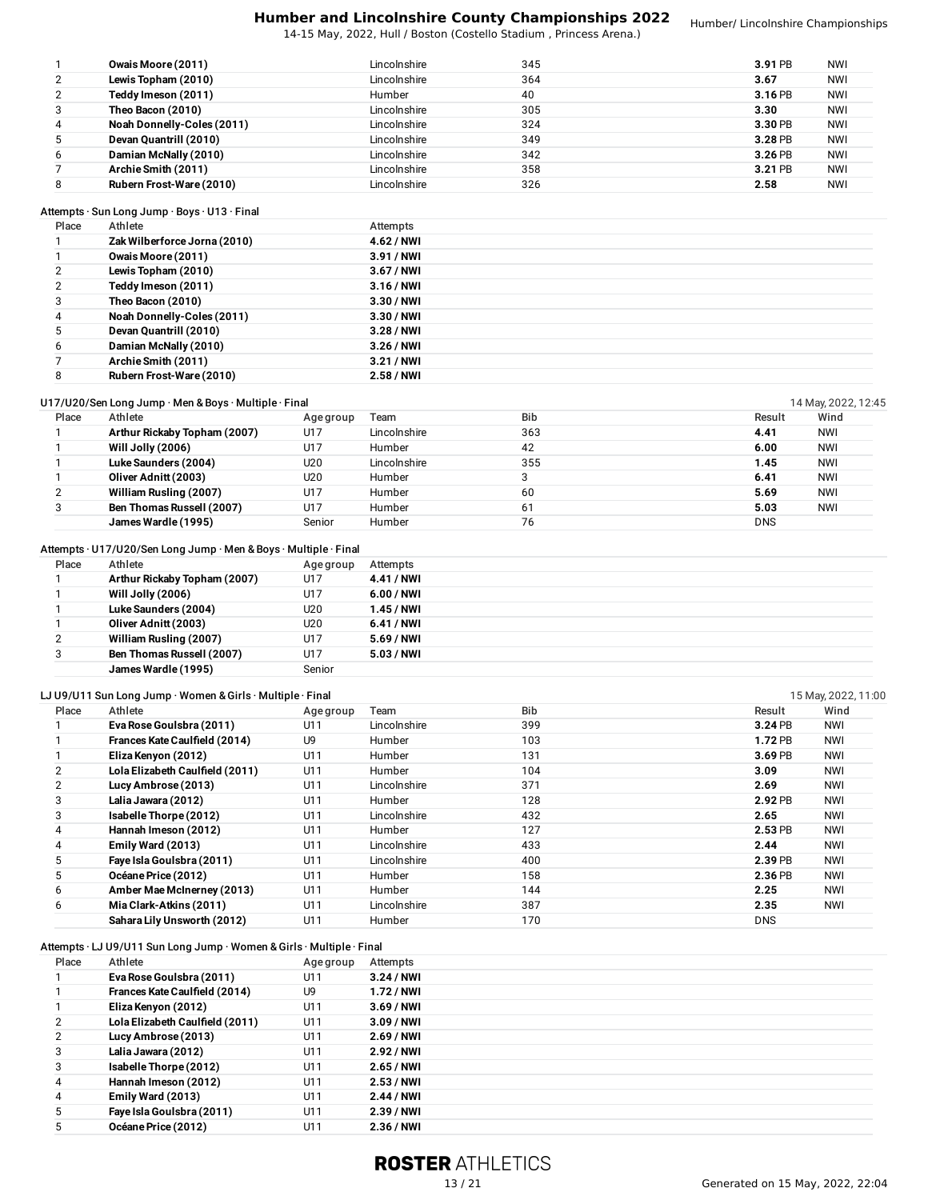| | | | | | |
|---|---|---|---|---|---|
| 1 | **Owais Moore (2011)** | Lincolnshire | 345 | **3.91** PB | NWI |
| 2 | **Lewis Topham (2010)** | Lincolnshire | 364 | **3.67** | NWI |
| 2 | **Teddy Imeson (2011)** | Humber | 40 | **3.16** PB | NWI |
| 3 | **Theo Bacon (2010)** | Lincolnshire | 305 | **3.30** | NWI |
| 4 | **Noah Donnelly-Coles (2011)** | Lincolnshire | 324 | **3.30** PB | NWI |
| 5 | **Devan Quantrill (2010)** | Lincolnshire | 349 | **3.28** PB | NWI |
| 6 | **Damian McNally (2010)** | Lincolnshire | 342 | **3.26** PB | NWI |
| 7 | **Archie Smith (2011)** | Lincolnshire | 358 | **3.21** PB | NWI |
| 8 | **Rubern Frost-Ware (2010)** | Lincolnshire | 326 | **2.58** | NWI |

Attempts · Sun Long Jump · Boys · U13 · Final

| Place | Athlete | Attempts |
|---|---|---|
| 1 | **Zak Wilberforce Jorna (2010)** | **4.62 / NWI** |
| 1 | **Owais Moore (2011)** | **3.91 / NWI** |
| 2 | **Lewis Topham (2010)** | **3.67 / NWI** |
| 2 | **Teddy Imeson (2011)** | **3.16 / NWI** |
| 3 | **Theo Bacon (2010)** | **3.30 / NWI** |
| 4 | **Noah Donnelly-Coles (2011)** | **3.30 / NWI** |
| 5 | **Devan Quantrill (2010)** | **3.28 / NWI** |
| 6 | **Damian McNally (2010)** | **3.26 / NWI** |
| 7 | **Archie Smith (2011)** | **3.21 / NWI** |
| 8 | **Rubern Frost-Ware (2010)** | **2.58 / NWI** |

U17/U20/Sen Long Jump · Men & Boys · Multiple · Final — 14 May, 2022, 12:45

| Place | Athlete | Age group | Team | Bib | Result | Wind |
|---|---|---|---|---|---|---|
| 1 | **Arthur Rickaby Topham (2007)** | U17 | Lincolnshire | 363 | **4.41** | NWI |
| 1 | **Will Jolly (2006)** | U17 | Humber | 42 | **6.00** | NWI |
| 1 | **Luke Saunders (2004)** | U20 | Lincolnshire | 355 | **1.45** | NWI |
| 1 | **Oliver Adnitt (2003)** | U20 | Humber | 3 | **6.41** | NWI |
| 2 | **William Rusling (2007)** | U17 | Humber | 60 | **5.69** | NWI |
| 3 | **Ben Thomas Russell (2007)** | U17 | Humber | 61 | **5.03** | NWI |
| | **James Wardle (1995)** | Senior | Humber | 76 | DNS | |

Attempts · U17/U20/Sen Long Jump · Men & Boys · Multiple · Final

| Place | Athlete | Age group | Attempts |
|---|---|---|---|
| 1 | **Arthur Rickaby Topham (2007)** | U17 | **4.41 / NWI** |
| 1 | **Will Jolly (2006)** | U17 | **6.00 / NWI** |
| 1 | **Luke Saunders (2004)** | U20 | **1.45 / NWI** |
| 1 | **Oliver Adnitt (2003)** | U20 | **6.41 / NWI** |
| 2 | **William Rusling (2007)** | U17 | **5.69 / NWI** |
| 3 | **Ben Thomas Russell (2007)** | U17 | **5.03 / NWI** |
| | **James Wardle (1995)** | Senior | |

LJ U9/U11 Sun Long Jump · Women & Girls · Multiple · Final — 15 May, 2022, 11:00

| Place | Athlete | Age group | Team | Bib | Result | Wind |
|---|---|---|---|---|---|---|
| 1 | **Eva Rose Goulsbra (2011)** | U11 | Lincolnshire | 399 | **3.24** PB | NWI |
| 1 | **Frances Kate Caulfield (2014)** | U9 | Humber | 103 | **1.72** PB | NWI |
| 1 | **Eliza Kenyon (2012)** | U11 | Humber | 131 | **3.69** PB | NWI |
| 2 | **Lola Elizabeth Caulfield (2011)** | U11 | Humber | 104 | **3.09** | NWI |
| 2 | **Lucy Ambrose (2013)** | U11 | Lincolnshire | 371 | **2.69** | NWI |
| 3 | **Lalia Jawara (2012)** | U11 | Humber | 128 | **2.92** PB | NWI |
| 3 | **Isabelle Thorpe (2012)** | U11 | Lincolnshire | 432 | **2.65** | NWI |
| 4 | **Hannah Imeson (2012)** | U11 | Humber | 127 | **2.53** PB | NWI |
| 4 | **Emily Ward (2013)** | U11 | Lincolnshire | 433 | **2.44** | NWI |
| 5 | **Faye Isla Goulsbra (2011)** | U11 | Lincolnshire | 400 | **2.39** PB | NWI |
| 5 | **Océane Price (2012)** | U11 | Humber | 158 | **2.36** PB | NWI |
| 6 | **Amber Mae McInerney (2013)** | U11 | Humber | 144 | **2.25** | NWI |
| 6 | **Mia Clark-Atkins (2011)** | U11 | Lincolnshire | 387 | **2.35** | NWI |
| | **Sahara Lily Unsworth (2012)** | U11 | Humber | 170 | DNS | |

Attempts · LJ U9/U11 Sun Long Jump · Women & Girls · Multiple · Final

| Place | Athlete | Age group | Attempts |
|---|---|---|---|
| 1 | **Eva Rose Goulsbra (2011)** | U11 | **3.24 / NWI** |
| 1 | **Frances Kate Caulfield (2014)** | U9 | **1.72 / NWI** |
| 1 | **Eliza Kenyon (2012)** | U11 | **3.69 / NWI** |
| 2 | **Lola Elizabeth Caulfield (2011)** | U11 | **3.09 / NWI** |
| 2 | **Lucy Ambrose (2013)** | U11 | **2.69 / NWI** |
| 3 | **Lalia Jawara (2012)** | U11 | **2.92 / NWI** |
| 3 | **Isabelle Thorpe (2012)** | U11 | **2.65 / NWI** |
| 4 | **Hannah Imeson (2012)** | U11 | **2.53 / NWI** |
| 4 | **Emily Ward (2013)** | U11 | **2.44 / NWI** |
| 5 | **Faye Isla Goulsbra (2011)** | U11 | **2.39 / NWI** |
| 5 | **Océane Price (2012)** | U11 | **2.36 / NWI** |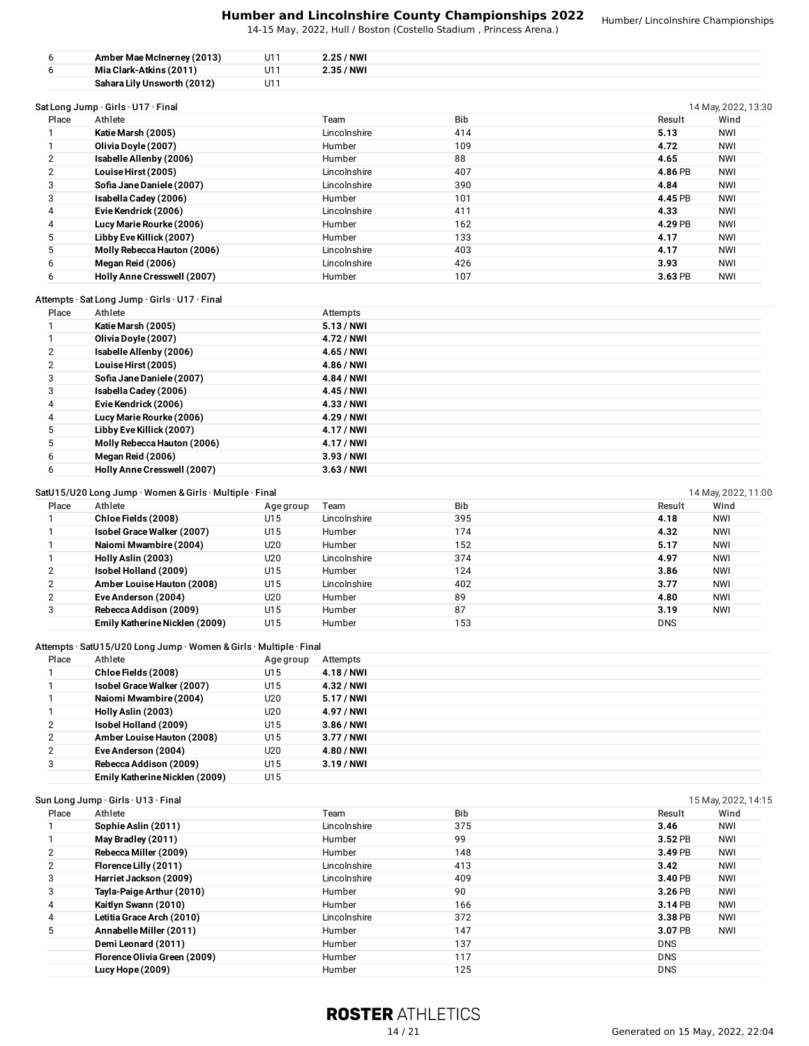| Place | Athlete | Age group | Attempts |
|---|---|---|---|
| 6 | Amber Mae McInerney (2013) | U11 | **2.25 / NWI** |
| 6 | Mia Clark-Atkins (2011) | U11 | **2.35 / NWI** |
| | Sahara Lily Unsworth (2012) | U11 | |

## Sat Long Jump · Girls · U17 · Final

14 May, 2022, 13:30

| Place | Athlete | Team | Bib | Result | Wind |
|---|---|---|---|---|---|
| 1 | Katie Marsh (2005) | Lincolnshire | 414 | **5.13** | NWI |
| 1 | Olivia Doyle (2007) | Humber | 109 | **4.72** | NWI |
| 2 | Isabelle Allenby (2006) | Humber | 88 | **4.65** | NWI |
| 2 | Louise Hirst (2005) | Lincolnshire | 407 | **4.86** PB | NWI |
| 3 | Sofia Jane Daniele (2007) | Lincolnshire | 390 | **4.84** | NWI |
| 3 | Isabella Cadey (2006) | Humber | 101 | **4.45** PB | NWI |
| 4 | Evie Kendrick (2006) | Lincolnshire | 411 | **4.33** | NWI |
| 4 | Lucy Marie Rourke (2006) | Humber | 162 | **4.29** PB | NWI |
| 5 | Libby Eve Killick (2007) | Humber | 133 | **4.17** | NWI |
| 5 | Molly Rebecca Hauton (2006) | Lincolnshire | 403 | **4.17** | NWI |
| 6 | Megan Reid (2006) | Lincolnshire | 426 | **3.93** | NWI |
| 6 | Holly Anne Cresswell (2007) | Humber | 107 | **3.63** PB | NWI |

## Attempts · Sat Long Jump · Girls · U17 · Final

| Place | Athlete | Attempts |
|---|---|---|
| 1 | Katie Marsh (2005) | **5.13 / NWI** |
| 1 | Olivia Doyle (2007) | **4.72 / NWI** |
| 2 | Isabelle Allenby (2006) | **4.65 / NWI** |
| 2 | Louise Hirst (2005) | **4.86 / NWI** |
| 3 | Sofia Jane Daniele (2007) | **4.84 / NWI** |
| 3 | Isabella Cadey (2006) | **4.45 / NWI** |
| 4 | Evie Kendrick (2006) | **4.33 / NWI** |
| 4 | Lucy Marie Rourke (2006) | **4.29 / NWI** |
| 5 | Libby Eve Killick (2007) | **4.17 / NWI** |
| 5 | Molly Rebecca Hauton (2006) | **4.17 / NWI** |
| 6 | Megan Reid (2006) | **3.93 / NWI** |
| 6 | Holly Anne Cresswell (2007) | **3.63 / NWI** |

## SatU15/U20 Long Jump · Women & Girls · Multiple · Final

14 May, 2022, 11:00

| Place | Athlete | Age group | Team | Bib | Result | Wind |
|---|---|---|---|---|---|---|
| 1 | Chloe Fields (2008) | U15 | Lincolnshire | 395 | **4.18** | NWI |
| 1 | Isobel Grace Walker (2007) | U15 | Humber | 174 | **4.32** | NWI |
| 1 | Naiomi Mwambire (2004) | U20 | Humber | 152 | **5.17** | NWI |
| 1 | Holly Aslin (2003) | U20 | Lincolnshire | 374 | **4.97** | NWI |
| 2 | Isobel Holland (2009) | U15 | Humber | 124 | **3.86** | NWI |
| 2 | Amber Louise Hauton (2008) | U15 | Lincolnshire | 402 | **3.77** | NWI |
| 2 | Eve Anderson (2004) | U20 | Humber | 89 | **4.80** | NWI |
| 3 | Rebecca Addison (2009) | U15 | Humber | 87 | **3.19** | NWI |
| | Emily Katherine Nicklen (2009) | U15 | Humber | 153 | DNS | |

## Attempts · SatU15/U20 Long Jump · Women & Girls · Multiple · Final

| Place | Athlete | Age group | Attempts |
|---|---|---|---|
| 1 | Chloe Fields (2008) | U15 | **4.18 / NWI** |
| 1 | Isobel Grace Walker (2007) | U15 | **4.32 / NWI** |
| 1 | Naiomi Mwambire (2004) | U20 | **5.17 / NWI** |
| 1 | Holly Aslin (2003) | U20 | **4.97 / NWI** |
| 2 | Isobel Holland (2009) | U15 | **3.86 / NWI** |
| 2 | Amber Louise Hauton (2008) | U15 | **3.77 / NWI** |
| 2 | Eve Anderson (2004) | U20 | **4.80 / NWI** |
| 3 | Rebecca Addison (2009) | U15 | **3.19 / NWI** |
| | Emily Katherine Nicklen (2009) | U15 | |

## Sun Long Jump · Girls · U13 · Final

15 May, 2022, 14:15

| Place | Athlete | Team | Bib | Result | Wind |
|---|---|---|---|---|---|
| 1 | Sophie Aslin (2011) | Lincolnshire | 375 | **3.46** | NWI |
| 1 | May Bradley (2011) | Humber | 99 | **3.52** PB | NWI |
| 2 | Rebecca Miller (2009) | Humber | 148 | **3.49** PB | NWI |
| 2 | Florence Lilly (2011) | Lincolnshire | 413 | **3.42** | NWI |
| 3 | Harriet Jackson (2009) | Lincolnshire | 409 | **3.40** PB | NWI |
| 3 | Tayla-Paige Arthur (2010) | Humber | 90 | **3.26** PB | NWI |
| 4 | Kaitlyn Swann (2010) | Humber | 166 | **3.14** PB | NWI |
| 4 | Letitia Grace Arch (2010) | Lincolnshire | 372 | **3.38** PB | NWI |
| 5 | Annabelle Miller (2011) | Humber | 147 | **3.07** PB | NWI |
| | Demi Leonard (2011) | Humber | 137 | DNS | |
| | Florence Olivia Green (2009) | Humber | 117 | DNS | |
| | Lucy Hope (2009) | Humber | 125 | DNS | |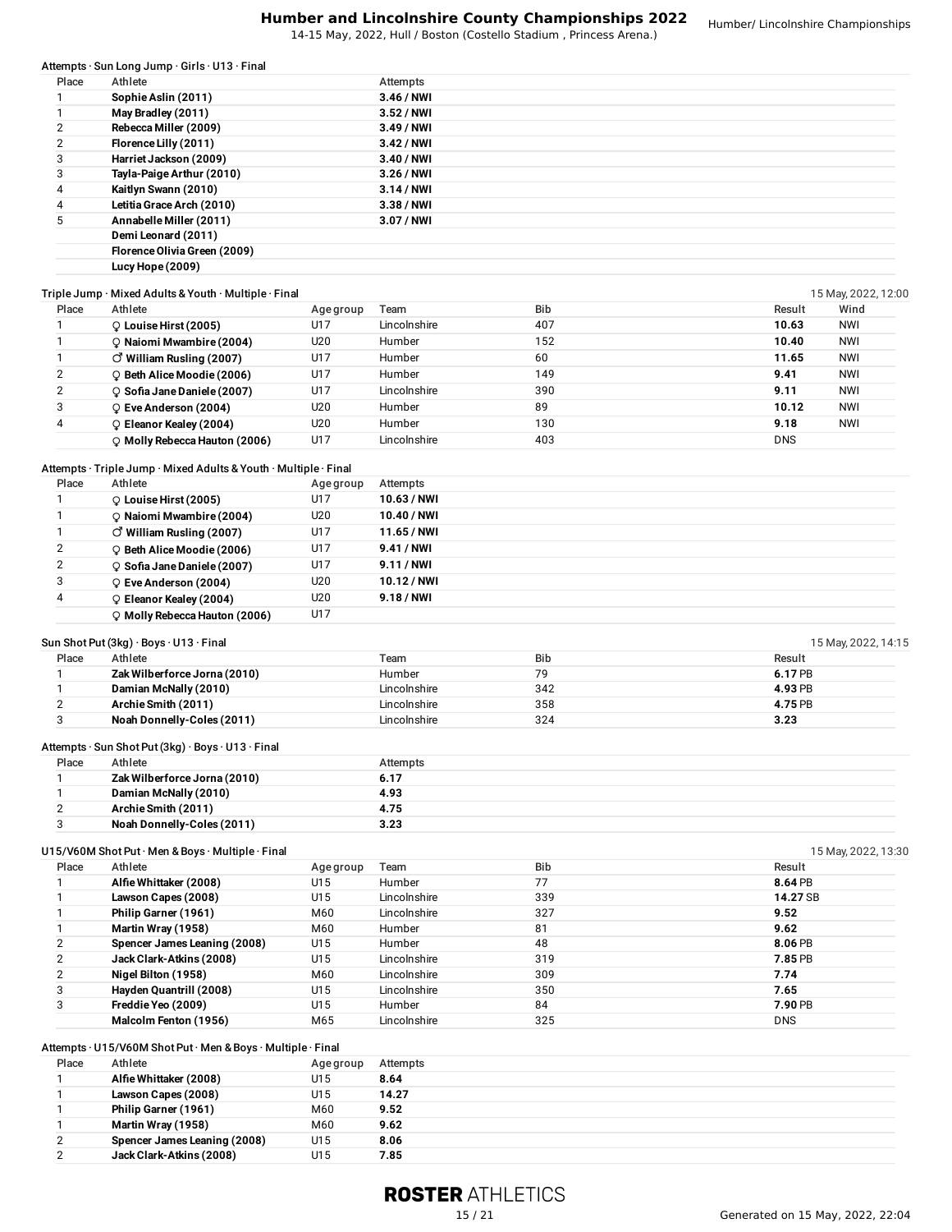# Humber and Lincolnshire County Championships 2022

14-15 May, 2022, Hull / Boston (Costello Stadium , Princess Arena.)

Attempts · Sun Long Jump · Girls · U13 · Final

| Place | Athlete | Attempts |
|---|---|---|
| 1 | **Sophie Aslin (2011)** | **3.46 / NWI** |
| 1 | **May Bradley (2011)** | **3.52 / NWI** |
| 2 | **Rebecca Miller (2009)** | **3.49 / NWI** |
| 2 | **Florence Lilly (2011)** | **3.42 / NWI** |
| 3 | **Harriet Jackson (2009)** | **3.40 / NWI** |
| 3 | **Tayla-Paige Arthur (2010)** | **3.26 / NWI** |
| 4 | **Kaitlyn Swann (2010)** | **3.14 / NWI** |
| 4 | **Letitia Grace Arch (2010)** | **3.38 / NWI** |
| 5 | **Annabelle Miller (2011)** | **3.07 / NWI** |
| | **Demi Leonard (2011)** | |
| | **Florence Olivia Green (2009)** | |
| | **Lucy Hope (2009)** | |

Triple Jump · Mixed Adults & Youth · Multiple · Final — 15 May, 2022, 12:00

| Place | Athlete | Age group | Team | Bib | Result | Wind |
|---|---|---|---|---|---|---|
| 1 | ♀ **Louise Hirst (2005)** | U17 | Lincolnshire | 407 | **10.63** | NWI |
| 1 | ♀ **Naiomi Mwambire (2004)** | U20 | Humber | 152 | **10.40** | NWI |
| 1 | ♂ **William Rusling (2007)** | U17 | Humber | 60 | **11.65** | NWI |
| 2 | ♀ **Beth Alice Moodie (2006)** | U17 | Humber | 149 | **9.41** | NWI |
| 2 | ♀ **Sofia Jane Daniele (2007)** | U17 | Lincolnshire | 390 | **9.11** | NWI |
| 3 | ♀ **Eve Anderson (2004)** | U20 | Humber | 89 | **10.12** | NWI |
| 4 | ♀ **Eleanor Kealey (2004)** | U20 | Humber | 130 | **9.18** | NWI |
| | ♀ **Molly Rebecca Hauton (2006)** | U17 | Lincolnshire | 403 | DNS | |

Attempts · Triple Jump · Mixed Adults & Youth · Multiple · Final

| Place | Athlete | Age group | Attempts |
|---|---|---|---|
| 1 | ♀ **Louise Hirst (2005)** | U17 | **10.63 / NWI** |
| 1 | ♀ **Naiomi Mwambire (2004)** | U20 | **10.40 / NWI** |
| 1 | ♂ **William Rusling (2007)** | U17 | **11.65 / NWI** |
| 2 | ♀ **Beth Alice Moodie (2006)** | U17 | **9.41 / NWI** |
| 2 | ♀ **Sofia Jane Daniele (2007)** | U17 | **9.11 / NWI** |
| 3 | ♀ **Eve Anderson (2004)** | U20 | **10.12 / NWI** |
| 4 | ♀ **Eleanor Kealey (2004)** | U20 | **9.18 / NWI** |
| | ♀ **Molly Rebecca Hauton (2006)** | U17 | |

Sun Shot Put (3kg) · Boys · U13 · Final — 15 May, 2022, 14:15

| Place | Athlete | Team | Bib | Result |
|---|---|---|---|---|
| 1 | **Zak Wilberforce Jorna (2010)** | Humber | 79 | **6.17** PB |
| 1 | **Damian McNally (2010)** | Lincolnshire | 342 | **4.93** PB |
| 2 | **Archie Smith (2011)** | Lincolnshire | 358 | **4.75** PB |
| 3 | **Noah Donnelly-Coles (2011)** | Lincolnshire | 324 | **3.23** |

Attempts · Sun Shot Put (3kg) · Boys · U13 · Final

| Place | Athlete | Attempts |
|---|---|---|
| 1 | **Zak Wilberforce Jorna (2010)** | **6.17** |
| 1 | **Damian McNally (2010)** | **4.93** |
| 2 | **Archie Smith (2011)** | **4.75** |
| 3 | **Noah Donnelly-Coles (2011)** | **3.23** |

U15/V60M Shot Put · Men & Boys · Multiple · Final — 15 May, 2022, 13:30

| Place | Athlete | Age group | Team | Bib | Result |
|---|---|---|---|---|---|
| 1 | **Alfie Whittaker (2008)** | U15 | Humber | 77 | **8.64** PB |
| 1 | **Lawson Capes (2008)** | U15 | Lincolnshire | 339 | **14.27** SB |
| 1 | **Philip Garner (1961)** | M60 | Lincolnshire | 327 | **9.52** |
| 1 | **Martin Wray (1958)** | M60 | Humber | 81 | **9.62** |
| 2 | **Spencer James Leaning (2008)** | U15 | Humber | 48 | **8.06** PB |
| 2 | **Jack Clark-Atkins (2008)** | U15 | Lincolnshire | 319 | **7.85** PB |
| 2 | **Nigel Bilton (1958)** | M60 | Lincolnshire | 309 | **7.74** |
| 3 | **Hayden Quantrill (2008)** | U15 | Lincolnshire | 350 | **7.65** |
| 3 | **Freddie Yeo (2009)** | U15 | Humber | 84 | **7.90** PB |
| | **Malcolm Fenton (1956)** | M65 | Lincolnshire | 325 | DNS |

Attempts · U15/V60M Shot Put · Men & Boys · Multiple · Final

| Place | Athlete | Age group | Attempts |
|---|---|---|---|
| 1 | **Alfie Whittaker (2008)** | U15 | **8.64** |
| 1 | **Lawson Capes (2008)** | U15 | **14.27** |
| 1 | **Philip Garner (1961)** | M60 | **9.52** |
| 1 | **Martin Wray (1958)** | M60 | **9.62** |
| 2 | **Spencer James Leaning (2008)** | U15 | **8.06** |
| 2 | **Jack Clark-Atkins (2008)** | U15 | **7.85** |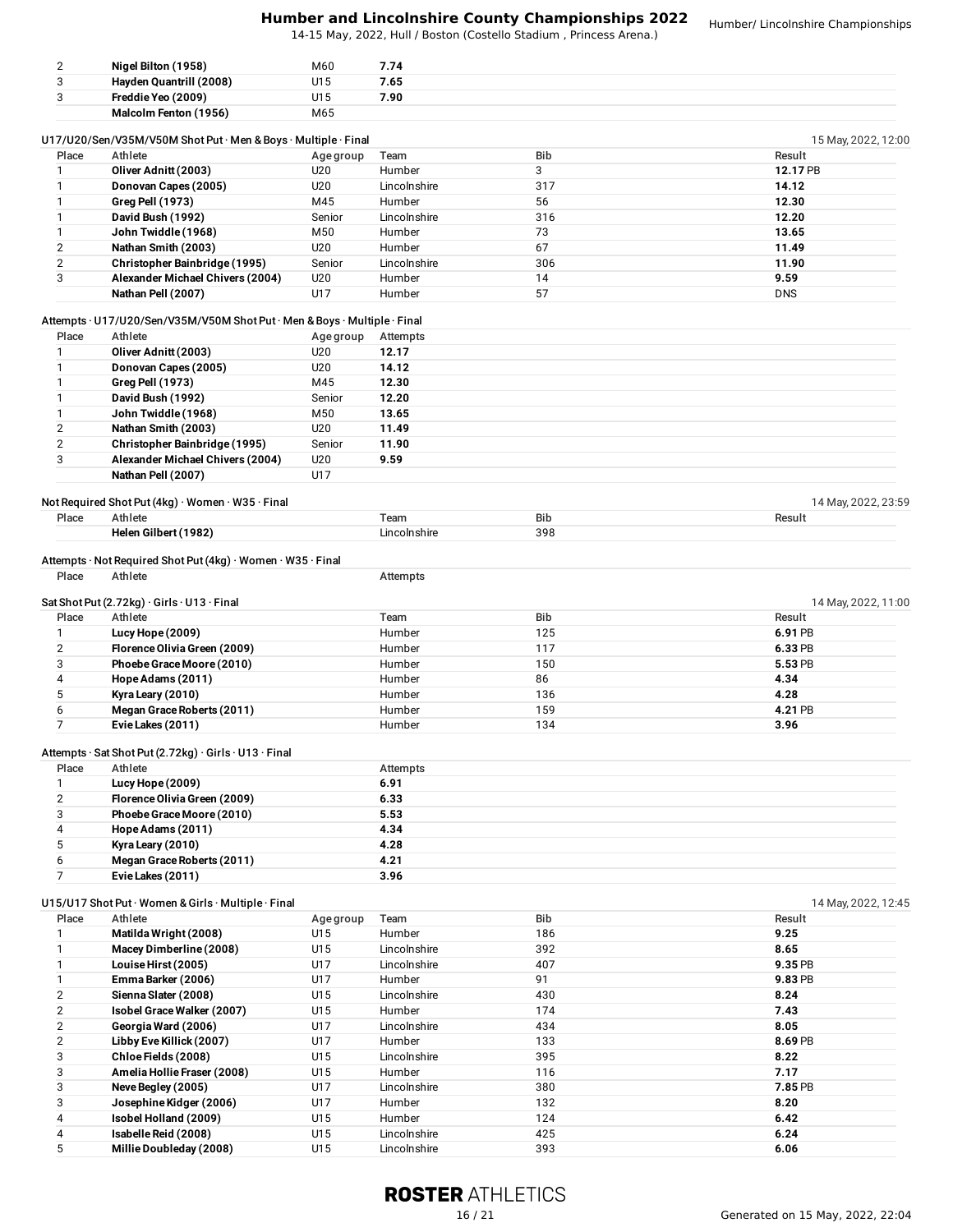| | | | |
|---|---|---|---|
| 2 | **Nigel Bilton (1958)** | M60 | **7.74** |
| 3 | **Hayden Quantrill (2008)** | U15 | **7.65** |
| 3 | **Freddie Yeo (2009)** | U15 | **7.90** |
| | **Malcolm Fenton (1956)** | M65 | |

## U17/U20/Sen/V35M/V50M Shot Put · Men & Boys · Multiple · Final

15 May, 2022, 12:00

| Place | Athlete | Age group | Team | Bib | Result |
|---|---|---|---|---|---|
| 1 | **Oliver Adnitt (2003)** | U20 | Humber | 3 | **12.17** PB |
| 1 | **Donovan Capes (2005)** | U20 | Lincolnshire | 317 | **14.12** |
| 1 | **Greg Pell (1973)** | M45 | Humber | 56 | **12.30** |
| 1 | **David Bush (1992)** | Senior | Lincolnshire | 316 | **12.20** |
| 1 | **John Twiddle (1968)** | M50 | Humber | 73 | **13.65** |
| 2 | **Nathan Smith (2003)** | U20 | Humber | 67 | **11.49** |
| 2 | **Christopher Bainbridge (1995)** | Senior | Lincolnshire | 306 | **11.90** |
| 3 | **Alexander Michael Chivers (2004)** | U20 | Humber | 14 | **9.59** |
| | **Nathan Pell (2007)** | U17 | Humber | 57 | DNS |

## Attempts · U17/U20/Sen/V35M/V50M Shot Put · Men & Boys · Multiple · Final

| Place | Athlete | Age group | Attempts |
|---|---|---|---|
| 1 | **Oliver Adnitt (2003)** | U20 | **12.17** |
| 1 | **Donovan Capes (2005)** | U20 | **14.12** |
| 1 | **Greg Pell (1973)** | M45 | **12.30** |
| 1 | **David Bush (1992)** | Senior | **12.20** |
| 1 | **John Twiddle (1968)** | M50 | **13.65** |
| 2 | **Nathan Smith (2003)** | U20 | **11.49** |
| 2 | **Christopher Bainbridge (1995)** | Senior | **11.90** |
| 3 | **Alexander Michael Chivers (2004)** | U20 | **9.59** |
| | **Nathan Pell (2007)** | U17 | |

## Not Required Shot Put (4kg) · Women · W35 · Final

14 May, 2022, 23:59

| Place | Athlete | Team | Bib | Result |
|---|---|---|---|---|
| | **Helen Gilbert (1982)** | Lincolnshire | 398 | |

## Attempts · Not Required Shot Put (4kg) · Women · W35 · Final

| Place | Athlete | Attempts |
|---|---|---|

## Sat Shot Put (2.72kg) · Girls · U13 · Final

14 May, 2022, 11:00

| Place | Athlete | Team | Bib | Result |
|---|---|---|---|---|
| 1 | **Lucy Hope (2009)** | Humber | 125 | **6.91** PB |
| 2 | **Florence Olivia Green (2009)** | Humber | 117 | **6.33** PB |
| 3 | **Phoebe Grace Moore (2010)** | Humber | 150 | **5.53** PB |
| 4 | **Hope Adams (2011)** | Humber | 86 | **4.34** |
| 5 | **Kyra Leary (2010)** | Humber | 136 | **4.28** |
| 6 | **Megan Grace Roberts (2011)** | Humber | 159 | **4.21** PB |
| 7 | **Evie Lakes (2011)** | Humber | 134 | **3.96** |

## Attempts · Sat Shot Put (2.72kg) · Girls · U13 · Final

| Place | Athlete | Attempts |
|---|---|---|
| 1 | **Lucy Hope (2009)** | **6.91** |
| 2 | **Florence Olivia Green (2009)** | **6.33** |
| 3 | **Phoebe Grace Moore (2010)** | **5.53** |
| 4 | **Hope Adams (2011)** | **4.34** |
| 5 | **Kyra Leary (2010)** | **4.28** |
| 6 | **Megan Grace Roberts (2011)** | **4.21** |
| 7 | **Evie Lakes (2011)** | **3.96** |

## U15/U17 Shot Put · Women & Girls · Multiple · Final

14 May, 2022, 12:45

| Place | Athlete | Age group | Team | Bib | Result |
|---|---|---|---|---|---|
| 1 | **Matilda Wright (2008)** | U15 | Humber | 186 | **9.25** |
| 1 | **Macey Dimberline (2008)** | U15 | Lincolnshire | 392 | **8.65** |
| 1 | **Louise Hirst (2005)** | U17 | Lincolnshire | 407 | **9.35** PB |
| 1 | **Emma Barker (2006)** | U17 | Humber | 91 | **9.83** PB |
| 2 | **Sienna Slater (2008)** | U15 | Lincolnshire | 430 | **8.24** |
| 2 | **Isobel Grace Walker (2007)** | U15 | Humber | 174 | **7.43** |
| 2 | **Georgia Ward (2006)** | U17 | Lincolnshire | 434 | **8.05** |
| 2 | **Libby Eve Killick (2007)** | U17 | Humber | 133 | **8.69** PB |
| 3 | **Chloe Fields (2008)** | U15 | Lincolnshire | 395 | **8.22** |
| 3 | **Amelia Hollie Fraser (2008)** | U15 | Humber | 116 | **7.17** |
| 3 | **Neve Begley (2005)** | U17 | Lincolnshire | 380 | **7.85** PB |
| 3 | **Josephine Kidger (2006)** | U17 | Humber | 132 | **8.20** |
| 4 | **Isobel Holland (2009)** | U15 | Humber | 124 | **6.42** |
| 4 | **Isabelle Reid (2008)** | U15 | Lincolnshire | 425 | **6.24** |
| 5 | **Millie Doubleday (2008)** | U15 | Lincolnshire | 393 | **6.06** |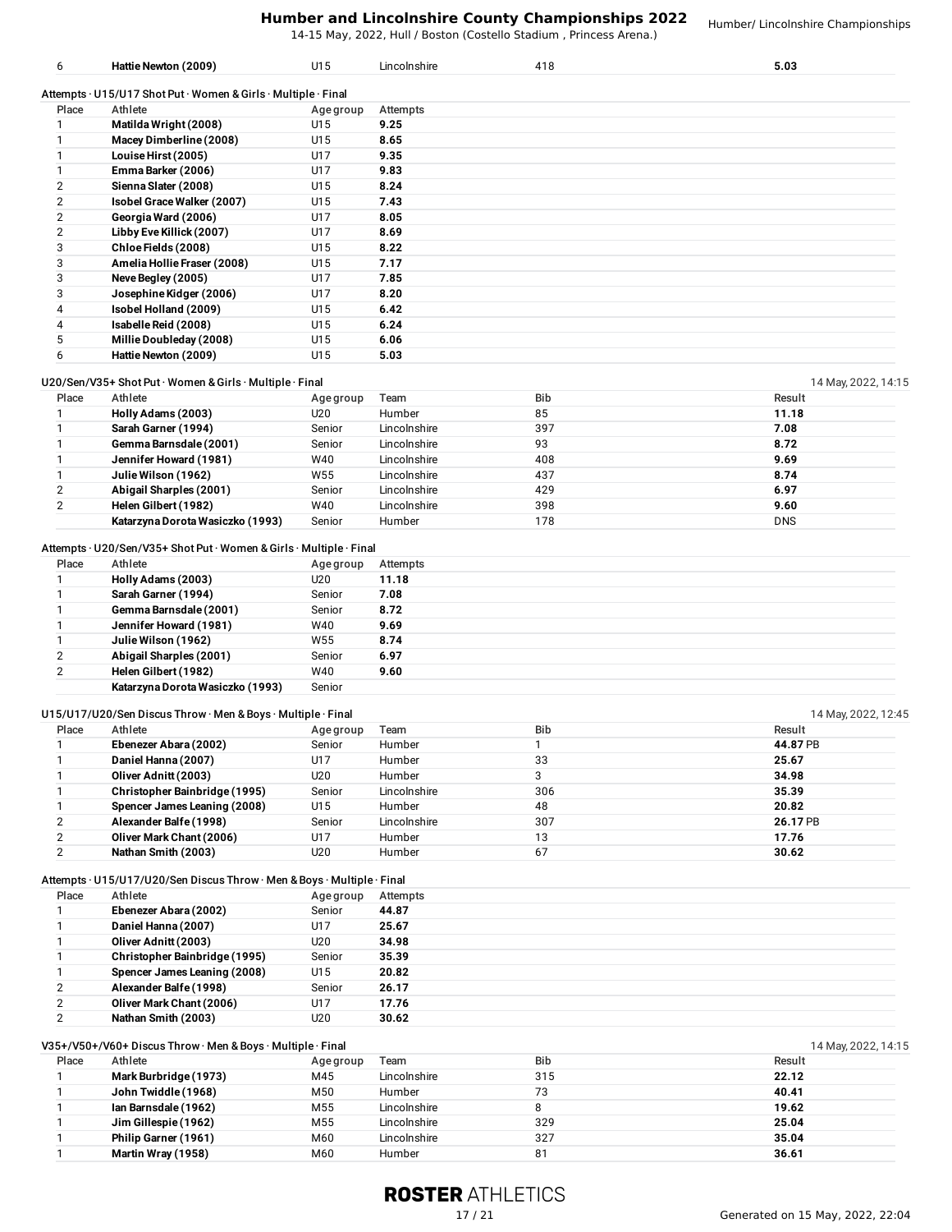| 6 | Hattie Newton (2009) | U15 | Lincolnshire | 418 | 5.03 |
|---|---|---|---|---|---|

Attempts · U15/U17 Shot Put · Women & Girls · Multiple · Final

| Place | Athlete | Age group | Attempts |
|---|---|---|---|
| 1 | Matilda Wright (2008) | U15 | 9.25 |
| 1 | Macey Dimberline (2008) | U15 | 8.65 |
| 1 | Louise Hirst (2005) | U17 | 9.35 |
| 1 | Emma Barker (2006) | U17 | 9.83 |
| 2 | Sienna Slater (2008) | U15 | 8.24 |
| 2 | Isobel Grace Walker (2007) | U15 | 7.43 |
| 2 | Georgia Ward (2006) | U17 | 8.05 |
| 2 | Libby Eve Killick (2007) | U17 | 8.69 |
| 3 | Chloe Fields (2008) | U15 | 8.22 |
| 3 | Amelia Hollie Fraser (2008) | U15 | 7.17 |
| 3 | Neve Begley (2005) | U17 | 7.85 |
| 3 | Josephine Kidger (2006) | U17 | 8.20 |
| 4 | Isobel Holland (2009) | U15 | 6.42 |
| 4 | Isabelle Reid (2008) | U15 | 6.24 |
| 5 | Millie Doubleday (2008) | U15 | 6.06 |
| 6 | Hattie Newton (2009) | U15 | 5.03 |

U20/Sen/V35+ Shot Put · Women & Girls · Multiple · Final — 14 May, 2022, 14:15

| Place | Athlete | Age group | Team | Bib | Result |
|---|---|---|---|---|---|
| 1 | Holly Adams (2003) | U20 | Humber | 85 | 11.18 |
| 1 | Sarah Garner (1994) | Senior | Lincolnshire | 397 | 7.08 |
| 1 | Gemma Barnsdale (2001) | Senior | Lincolnshire | 93 | 8.72 |
| 1 | Jennifer Howard (1981) | W40 | Lincolnshire | 408 | 9.69 |
| 1 | Julie Wilson (1962) | W55 | Lincolnshire | 437 | 8.74 |
| 2 | Abigail Sharples (2001) | Senior | Lincolnshire | 429 | 6.97 |
| 2 | Helen Gilbert (1982) | W40 | Lincolnshire | 398 | 9.60 |
|  | Katarzyna Dorota Wasiczko (1993) | Senior | Humber | 178 | DNS |

Attempts · U20/Sen/V35+ Shot Put · Women & Girls · Multiple · Final

| Place | Athlete | Age group | Attempts |
|---|---|---|---|
| 1 | Holly Adams (2003) | U20 | 11.18 |
| 1 | Sarah Garner (1994) | Senior | 7.08 |
| 1 | Gemma Barnsdale (2001) | Senior | 8.72 |
| 1 | Jennifer Howard (1981) | W40 | 9.69 |
| 1 | Julie Wilson (1962) | W55 | 8.74 |
| 2 | Abigail Sharples (2001) | Senior | 6.97 |
| 2 | Helen Gilbert (1982) | W40 | 9.60 |
|  | Katarzyna Dorota Wasiczko (1993) | Senior |  |

U15/U17/U20/Sen Discus Throw · Men & Boys · Multiple · Final — 14 May, 2022, 12:45

| Place | Athlete | Age group | Team | Bib | Result |
|---|---|---|---|---|---|
| 1 | Ebenezer Abara (2002) | Senior | Humber | 1 | 44.87 PB |
| 1 | Daniel Hanna (2007) | U17 | Humber | 33 | 25.67 |
| 1 | Oliver Adnitt (2003) | U20 | Humber | 3 | 34.98 |
| 1 | Christopher Bainbridge (1995) | Senior | Lincolnshire | 306 | 35.39 |
| 1 | Spencer James Leaning (2008) | U15 | Humber | 48 | 20.82 |
| 2 | Alexander Balfe (1998) | Senior | Lincolnshire | 307 | 26.17 PB |
| 2 | Oliver Mark Chant (2006) | U17 | Humber | 13 | 17.76 |
| 2 | Nathan Smith (2003) | U20 | Humber | 67 | 30.62 |

Attempts · U15/U17/U20/Sen Discus Throw · Men & Boys · Multiple · Final

| Place | Athlete | Age group | Attempts |
|---|---|---|---|
| 1 | Ebenezer Abara (2002) | Senior | 44.87 |
| 1 | Daniel Hanna (2007) | U17 | 25.67 |
| 1 | Oliver Adnitt (2003) | U20 | 34.98 |
| 1 | Christopher Bainbridge (1995) | Senior | 35.39 |
| 1 | Spencer James Leaning (2008) | U15 | 20.82 |
| 2 | Alexander Balfe (1998) | Senior | 26.17 |
| 2 | Oliver Mark Chant (2006) | U17 | 17.76 |
| 2 | Nathan Smith (2003) | U20 | 30.62 |

V35+/V50+/V60+ Discus Throw · Men & Boys · Multiple · Final — 14 May, 2022, 14:15

| Place | Athlete | Age group | Team | Bib | Result |
|---|---|---|---|---|---|
| 1 | Mark Burbridge (1973) | M45 | Lincolnshire | 315 | 22.12 |
| 1 | John Twiddle (1968) | M50 | Humber | 73 | 40.41 |
| 1 | Ian Barnsdale (1962) | M55 | Lincolnshire | 8 | 19.62 |
| 1 | Jim Gillespie (1962) | M55 | Lincolnshire | 329 | 25.04 |
| 1 | Philip Garner (1961) | M60 | Lincolnshire | 327 | 35.04 |
| 1 | Martin Wray (1958) | M60 | Humber | 81 | 36.61 |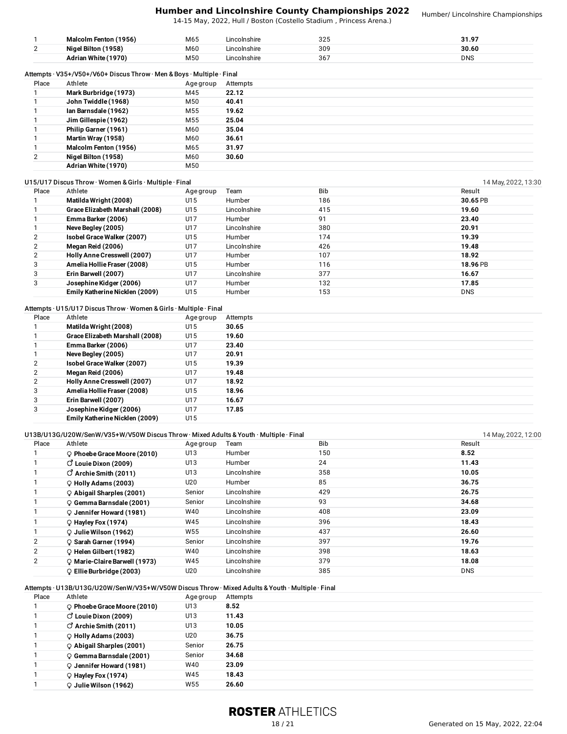| Place | Athlete | Age group | Team | Bib | Result |
|---|---|---|---|---|---|
| 1 | **Malcolm Fenton (1956)** | M65 | Lincolnshire | 325 | **31.97** |
| 2 | **Nigel Bilton (1958)** | M60 | Lincolnshire | 309 | **30.60** |
| | **Adrian White (1970)** | M50 | Lincolnshire | 367 | DNS |

Attempts · V35+/V50+/V60+ Discus Throw · Men & Boys · Multiple · Final

| Place | Athlete | Age group | Attempts |
|---|---|---|---|
| 1 | **Mark Burbridge (1973)** | M45 | **22.12** |
| 1 | **John Twiddle (1968)** | M50 | **40.41** |
| 1 | **Ian Barnsdale (1962)** | M55 | **19.62** |
| 1 | **Jim Gillespie (1962)** | M55 | **25.04** |
| 1 | **Philip Garner (1961)** | M60 | **35.04** |
| 1 | **Martin Wray (1958)** | M60 | **36.61** |
| 1 | **Malcolm Fenton (1956)** | M65 | **31.97** |
| 2 | **Nigel Bilton (1958)** | M60 | **30.60** |
| | **Adrian White (1970)** | M50 | |

U15/U17 Discus Throw · Women & Girls · Multiple · Final — 14 May, 2022, 13:30

| Place | Athlete | Age group | Team | Bib | Result |
|---|---|---|---|---|---|
| 1 | **Matilda Wright (2008)** | U15 | Humber | 186 | **30.65** PB |
| 1 | **Grace Elizabeth Marshall (2008)** | U15 | Lincolnshire | 415 | **19.60** |
| 1 | **Emma Barker (2006)** | U17 | Humber | 91 | **23.40** |
| 1 | **Neve Begley (2005)** | U17 | Lincolnshire | 380 | **20.91** |
| 2 | **Isobel Grace Walker (2007)** | U15 | Humber | 174 | **19.39** |
| 2 | **Megan Reid (2006)** | U17 | Lincolnshire | 426 | **19.48** |
| 2 | **Holly Anne Cresswell (2007)** | U17 | Humber | 107 | **18.92** |
| 3 | **Amelia Hollie Fraser (2008)** | U15 | Humber | 116 | **18.96** PB |
| 3 | **Erin Barwell (2007)** | U17 | Lincolnshire | 377 | **16.67** |
| 3 | **Josephine Kidger (2006)** | U17 | Humber | 132 | **17.85** |
| | **Emily Katherine Nicklen (2009)** | U15 | Humber | 153 | DNS |

Attempts · U15/U17 Discus Throw · Women & Girls · Multiple · Final

| Place | Athlete | Age group | Attempts |
|---|---|---|---|
| 1 | **Matilda Wright (2008)** | U15 | **30.65** |
| 1 | **Grace Elizabeth Marshall (2008)** | U15 | **19.60** |
| 1 | **Emma Barker (2006)** | U17 | **23.40** |
| 1 | **Neve Begley (2005)** | U17 | **20.91** |
| 2 | **Isobel Grace Walker (2007)** | U15 | **19.39** |
| 2 | **Megan Reid (2006)** | U17 | **19.48** |
| 2 | **Holly Anne Cresswell (2007)** | U17 | **18.92** |
| 3 | **Amelia Hollie Fraser (2008)** | U15 | **18.96** |
| 3 | **Erin Barwell (2007)** | U17 | **16.67** |
| 3 | **Josephine Kidger (2006)** | U17 | **17.85** |
| | **Emily Katherine Nicklen (2009)** | U15 | |

U13B/U13G/U20W/SenW/V35+W/V50W Discus Throw · Mixed Adults & Youth · Multiple · Final — 14 May, 2022, 12:00

| Place | Athlete | Age group | Team | Bib | Result |
|---|---|---|---|---|---|
| 1 | ♀ **Phoebe Grace Moore (2010)** | U13 | Humber | 150 | **8.52** |
| 1 | ♂ **Louie Dixon (2009)** | U13 | Humber | 24 | **11.43** |
| 1 | ♂ **Archie Smith (2011)** | U13 | Lincolnshire | 358 | **10.05** |
| 1 | ♀ **Holly Adams (2003)** | U20 | Humber | 85 | **36.75** |
| 1 | ♀ **Abigail Sharples (2001)** | Senior | Lincolnshire | 429 | **26.75** |
| 1 | ♀ **Gemma Barnsdale (2001)** | Senior | Lincolnshire | 93 | **34.68** |
| 1 | ♀ **Jennifer Howard (1981)** | W40 | Lincolnshire | 408 | **23.09** |
| 1 | ♀ **Hayley Fox (1974)** | W45 | Lincolnshire | 396 | **18.43** |
| 1 | ♀ **Julie Wilson (1962)** | W55 | Lincolnshire | 437 | **26.60** |
| 2 | ♀ **Sarah Garner (1994)** | Senior | Lincolnshire | 397 | **19.76** |
| 2 | ♀ **Helen Gilbert (1982)** | W40 | Lincolnshire | 398 | **18.63** |
| 2 | ♀ **Marie-Claire Barwell (1973)** | W45 | Lincolnshire | 379 | **18.08** |
| | ♀ **Ellie Burbridge (2003)** | U20 | Lincolnshire | 385 | DNS |

Attempts · U13B/U13G/U20W/SenW/V35+W/V50W Discus Throw · Mixed Adults & Youth · Multiple · Final

| Place | Athlete | Age group | Attempts |
|---|---|---|---|
| 1 | ♀ **Phoebe Grace Moore (2010)** | U13 | **8.52** |
| 1 | ♂ **Louie Dixon (2009)** | U13 | **11.43** |
| 1 | ♂ **Archie Smith (2011)** | U13 | **10.05** |
| 1 | ♀ **Holly Adams (2003)** | U20 | **36.75** |
| 1 | ♀ **Abigail Sharples (2001)** | Senior | **26.75** |
| 1 | ♀ **Gemma Barnsdale (2001)** | Senior | **34.68** |
| 1 | ♀ **Jennifer Howard (1981)** | W40 | **23.09** |
| 1 | ♀ **Hayley Fox (1974)** | W45 | **18.43** |
| 1 | ♀ **Julie Wilson (1962)** | W55 | **26.60** |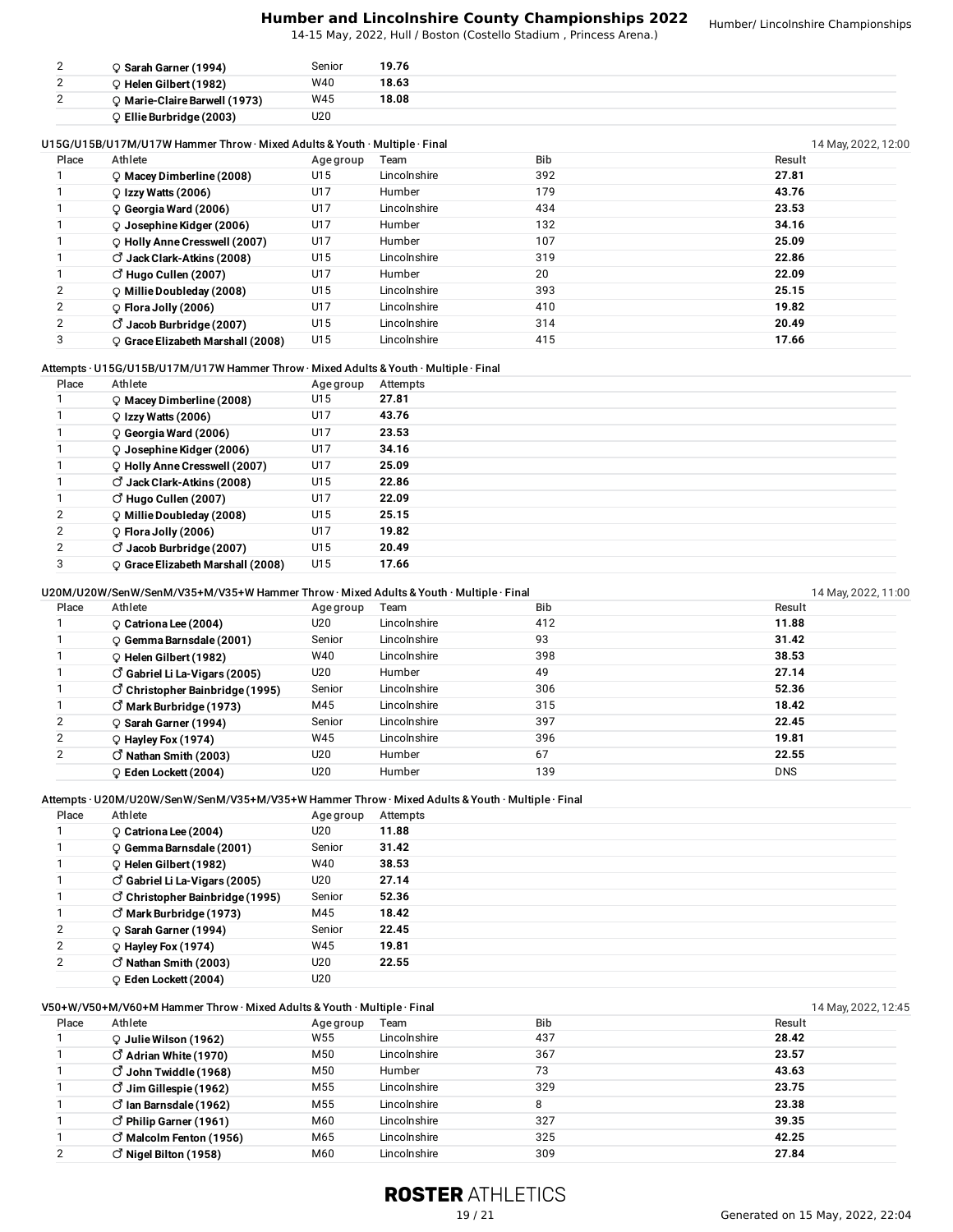| | | | |
|---|---|---|---|
| 2 | ♀ **Sarah Garner (1994)** | Senior | **19.76** |
| 2 | ♀ **Helen Gilbert (1982)** | W40 | **18.63** |
| 2 | ♀ **Marie-Claire Barwell (1973)** | W45 | **18.08** |
| | ♀ **Ellie Burbridge (2003)** | U20 | |

### U15G/U15B/U17M/U17W Hammer Throw · Mixed Adults & Youth · Multiple · Final

14 May, 2022, 12:00

| Place | Athlete | Age group | Team | Bib | Result |
|---|---|---|---|---|---|
| 1 | ♀ **Macey Dimberline (2008)** | U15 | Lincolnshire | 392 | **27.81** |
| 1 | ♀ **Izzy Watts (2006)** | U17 | Humber | 179 | **43.76** |
| 1 | ♀ **Georgia Ward (2006)** | U17 | Lincolnshire | 434 | **23.53** |
| 1 | ♀ **Josephine Kidger (2006)** | U17 | Humber | 132 | **34.16** |
| 1 | ♀ **Holly Anne Cresswell (2007)** | U17 | Humber | 107 | **25.09** |
| 1 | ♂ **Jack Clark-Atkins (2008)** | U15 | Lincolnshire | 319 | **22.86** |
| 1 | ♂ **Hugo Cullen (2007)** | U17 | Humber | 20 | **22.09** |
| 2 | ♀ **Millie Doubleday (2008)** | U15 | Lincolnshire | 393 | **25.15** |
| 2 | ♀ **Flora Jolly (2006)** | U17 | Lincolnshire | 410 | **19.82** |
| 2 | ♂ **Jacob Burbridge (2007)** | U15 | Lincolnshire | 314 | **20.49** |
| 3 | ♀ **Grace Elizabeth Marshall (2008)** | U15 | Lincolnshire | 415 | **17.66** |

### Attempts · U15G/U15B/U17M/U17W Hammer Throw · Mixed Adults & Youth · Multiple · Final

| Place | Athlete | Age group | Attempts |
|---|---|---|---|
| 1 | ♀ **Macey Dimberline (2008)** | U15 | **27.81** |
| 1 | ♀ **Izzy Watts (2006)** | U17 | **43.76** |
| 1 | ♀ **Georgia Ward (2006)** | U17 | **23.53** |
| 1 | ♀ **Josephine Kidger (2006)** | U17 | **34.16** |
| 1 | ♀ **Holly Anne Cresswell (2007)** | U17 | **25.09** |
| 1 | ♂ **Jack Clark-Atkins (2008)** | U15 | **22.86** |
| 1 | ♂ **Hugo Cullen (2007)** | U17 | **22.09** |
| 2 | ♀ **Millie Doubleday (2008)** | U15 | **25.15** |
| 2 | ♀ **Flora Jolly (2006)** | U17 | **19.82** |
| 2 | ♂ **Jacob Burbridge (2007)** | U15 | **20.49** |
| 3 | ♀ **Grace Elizabeth Marshall (2008)** | U15 | **17.66** |

### U20M/U20W/SenW/SenM/V35+M/V35+W Hammer Throw · Mixed Adults & Youth · Multiple · Final

14 May, 2022, 11:00

| Place | Athlete | Age group | Team | Bib | Result |
|---|---|---|---|---|---|
| 1 | ♀ **Catriona Lee (2004)** | U20 | Lincolnshire | 412 | **11.88** |
| 1 | ♀ **Gemma Barnsdale (2001)** | Senior | Lincolnshire | 93 | **31.42** |
| 1 | ♀ **Helen Gilbert (1982)** | W40 | Lincolnshire | 398 | **38.53** |
| 1 | ♂ **Gabriel Li La-Vigars (2005)** | U20 | Humber | 49 | **27.14** |
| 1 | ♂ **Christopher Bainbridge (1995)** | Senior | Lincolnshire | 306 | **52.36** |
| 1 | ♂ **Mark Burbridge (1973)** | M45 | Lincolnshire | 315 | **18.42** |
| 2 | ♀ **Sarah Garner (1994)** | Senior | Lincolnshire | 397 | **22.45** |
| 2 | ♀ **Hayley Fox (1974)** | W45 | Lincolnshire | 396 | **19.81** |
| 2 | ♂ **Nathan Smith (2003)** | U20 | Humber | 67 | **22.55** |
| | ♀ **Eden Lockett (2004)** | U20 | Humber | 139 | DNS |

### Attempts · U20M/U20W/SenW/SenM/V35+M/V35+W Hammer Throw · Mixed Adults & Youth · Multiple · Final

| Place | Athlete | Age group | Attempts |
|---|---|---|---|
| 1 | ♀ **Catriona Lee (2004)** | U20 | **11.88** |
| 1 | ♀ **Gemma Barnsdale (2001)** | Senior | **31.42** |
| 1 | ♀ **Helen Gilbert (1982)** | W40 | **38.53** |
| 1 | ♂ **Gabriel Li La-Vigars (2005)** | U20 | **27.14** |
| 1 | ♂ **Christopher Bainbridge (1995)** | Senior | **52.36** |
| 1 | ♂ **Mark Burbridge (1973)** | M45 | **18.42** |
| 2 | ♀ **Sarah Garner (1994)** | Senior | **22.45** |
| 2 | ♀ **Hayley Fox (1974)** | W45 | **19.81** |
| 2 | ♂ **Nathan Smith (2003)** | U20 | **22.55** |
| | ♀ **Eden Lockett (2004)** | U20 | |

### V50+W/V50+M/V60+M Hammer Throw · Mixed Adults & Youth · Multiple · Final

14 May, 2022, 12:45

| Place | Athlete | Age group | Team | Bib | Result |
|---|---|---|---|---|---|
| 1 | ♀ **Julie Wilson (1962)** | W55 | Lincolnshire | 437 | **28.42** |
| 1 | ♂ **Adrian White (1970)** | M50 | Lincolnshire | 367 | **23.57** |
| 1 | ♂ **John Twiddle (1968)** | M50 | Humber | 73 | **43.63** |
| 1 | ♂ **Jim Gillespie (1962)** | M55 | Lincolnshire | 329 | **23.75** |
| 1 | ♂ **Ian Barnsdale (1962)** | M55 | Lincolnshire | 8 | **23.38** |
| 1 | ♂ **Philip Garner (1961)** | M60 | Lincolnshire | 327 | **39.35** |
| 1 | ♂ **Malcolm Fenton (1956)** | M65 | Lincolnshire | 325 | **42.25** |
| 2 | ♂ **Nigel Bilton (1958)** | M60 | Lincolnshire | 309 | **27.84** |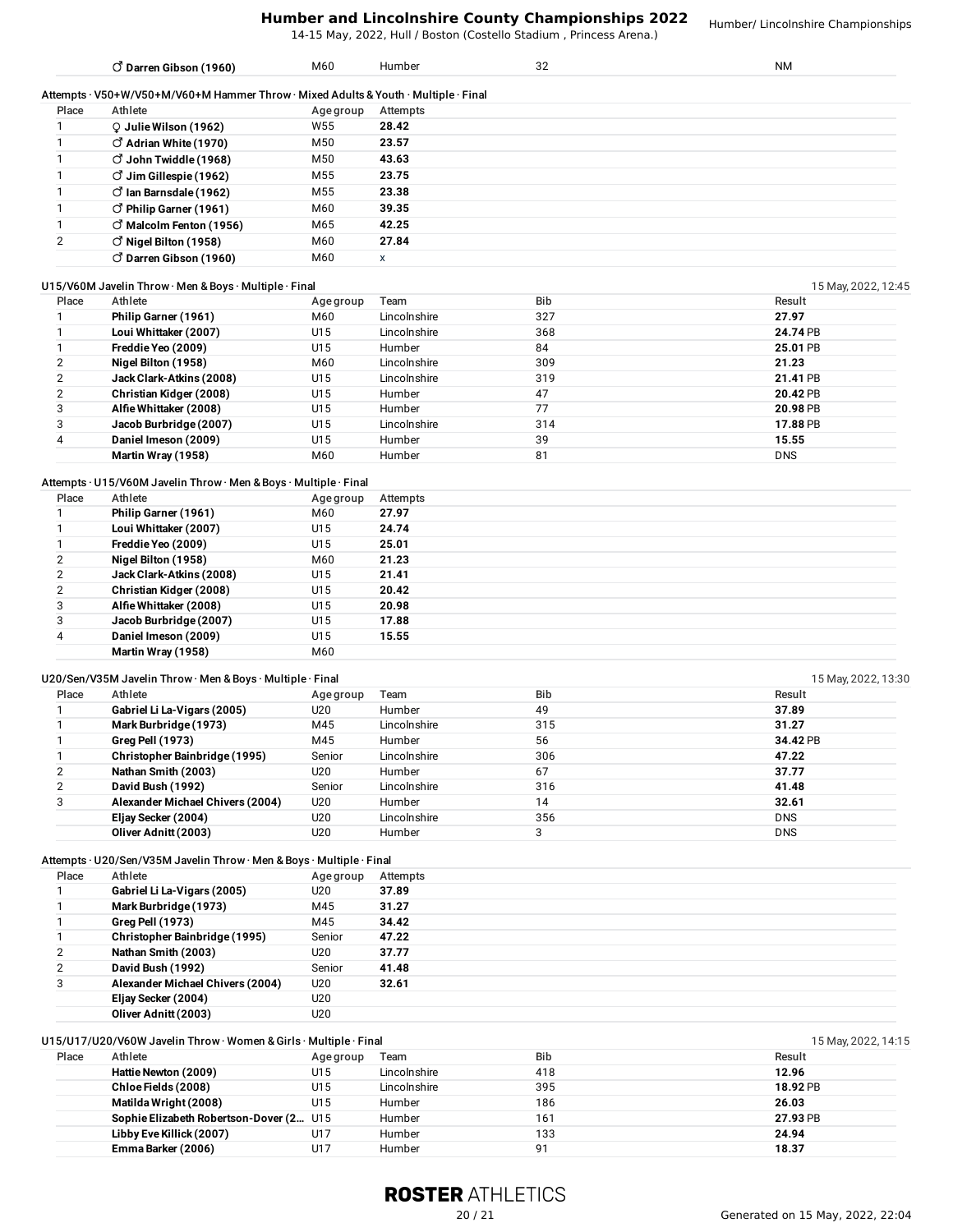| | Athlete | Age group | Team | Bib | Result |
|---|---|---|---|---|---|
| | ♂ Darren Gibson (1960) | M60 | Humber | 32 | NM |

Attempts · V50+W/V50+M/V60+M Hammer Throw · Mixed Adults & Youth · Multiple · Final

| Place | Athlete | Age group | Attempts |
|---|---|---|---|
| 1 | ♀ Julie Wilson (1962) | W55 | **28.42** |
| 1 | ♂ Adrian White (1970) | M50 | **23.57** |
| 1 | ♂ John Twiddle (1968) | M50 | **43.63** |
| 1 | ♂ Jim Gillespie (1962) | M55 | **23.75** |
| 1 | ♂ Ian Barnsdale (1962) | M55 | **23.38** |
| 1 | ♂ Philip Garner (1961) | M60 | **39.35** |
| 1 | ♂ Malcolm Fenton (1956) | M65 | **42.25** |
| 2 | ♂ Nigel Bilton (1958) | M60 | **27.84** |
| | ♂ Darren Gibson (1960) | M60 | x |

U15/V60M Javelin Throw · Men & Boys · Multiple · Final — 15 May, 2022, 12:45

| Place | Athlete | Age group | Team | Bib | Result |
|---|---|---|---|---|---|
| 1 | Philip Garner (1961) | M60 | Lincolnshire | 327 | **27.97** |
| 1 | Loui Whittaker (2007) | U15 | Lincolnshire | 368 | **24.74** PB |
| 1 | Freddie Yeo (2009) | U15 | Humber | 84 | **25.01** PB |
| 2 | Nigel Bilton (1958) | M60 | Lincolnshire | 309 | **21.23** |
| 2 | Jack Clark-Atkins (2008) | U15 | Lincolnshire | 319 | **21.41** PB |
| 2 | Christian Kidger (2008) | U15 | Humber | 47 | **20.42** PB |
| 3 | Alfie Whittaker (2008) | U15 | Humber | 77 | **20.98** PB |
| 3 | Jacob Burbridge (2007) | U15 | Lincolnshire | 314 | **17.88** PB |
| 4 | Daniel Imeson (2009) | U15 | Humber | 39 | **15.55** |
| | Martin Wray (1958) | M60 | Humber | 81 | DNS |

Attempts · U15/V60M Javelin Throw · Men & Boys · Multiple · Final

| Place | Athlete | Age group | Attempts |
|---|---|---|---|
| 1 | Philip Garner (1961) | M60 | **27.97** |
| 1 | Loui Whittaker (2007) | U15 | **24.74** |
| 1 | Freddie Yeo (2009) | U15 | **25.01** |
| 2 | Nigel Bilton (1958) | M60 | **21.23** |
| 2 | Jack Clark-Atkins (2008) | U15 | **21.41** |
| 2 | Christian Kidger (2008) | U15 | **20.42** |
| 3 | Alfie Whittaker (2008) | U15 | **20.98** |
| 3 | Jacob Burbridge (2007) | U15 | **17.88** |
| 4 | Daniel Imeson (2009) | U15 | **15.55** |
| | Martin Wray (1958) | M60 | |

U20/Sen/V35M Javelin Throw · Men & Boys · Multiple · Final — 15 May, 2022, 13:30

| Place | Athlete | Age group | Team | Bib | Result |
|---|---|---|---|---|---|
| 1 | Gabriel Li La-Vigars (2005) | U20 | Humber | 49 | **37.89** |
| 1 | Mark Burbridge (1973) | M45 | Lincolnshire | 315 | **31.27** |
| 1 | Greg Pell (1973) | M45 | Humber | 56 | **34.42** PB |
| 1 | Christopher Bainbridge (1995) | Senior | Lincolnshire | 306 | **47.22** |
| 2 | Nathan Smith (2003) | U20 | Humber | 67 | **37.77** |
| 2 | David Bush (1992) | Senior | Lincolnshire | 316 | **41.48** |
| 3 | Alexander Michael Chivers (2004) | U20 | Humber | 14 | **32.61** |
| | Eljay Secker (2004) | U20 | Lincolnshire | 356 | DNS |
| | Oliver Adnitt (2003) | U20 | Humber | 3 | DNS |

Attempts · U20/Sen/V35M Javelin Throw · Men & Boys · Multiple · Final

| Place | Athlete | Age group | Attempts |
|---|---|---|---|
| 1 | Gabriel Li La-Vigars (2005) | U20 | **37.89** |
| 1 | Mark Burbridge (1973) | M45 | **31.27** |
| 1 | Greg Pell (1973) | M45 | **34.42** |
| 1 | Christopher Bainbridge (1995) | Senior | **47.22** |
| 2 | Nathan Smith (2003) | U20 | **37.77** |
| 2 | David Bush (1992) | Senior | **41.48** |
| 3 | Alexander Michael Chivers (2004) | U20 | **32.61** |
| | Eljay Secker (2004) | U20 | |
| | Oliver Adnitt (2003) | U20 | |

U15/U17/U20/V60W Javelin Throw · Women & Girls · Multiple · Final — 15 May, 2022, 14:15

| Place | Athlete | Age group | Team | Bib | Result |
|---|---|---|---|---|---|
| | Hattie Newton (2009) | U15 | Lincolnshire | 418 | **12.96** |
| | Chloe Fields (2008) | U15 | Lincolnshire | 395 | **18.92** PB |
| | Matilda Wright (2008) | U15 | Humber | 186 | **26.03** |
| | Sophie Elizabeth Robertson-Dover (2... | U15 | Humber | 161 | **27.93** PB |
| | Libby Eve Killick (2007) | U17 | Humber | 133 | **24.94** |
| | Emma Barker (2006) | U17 | Humber | 91 | **18.37** |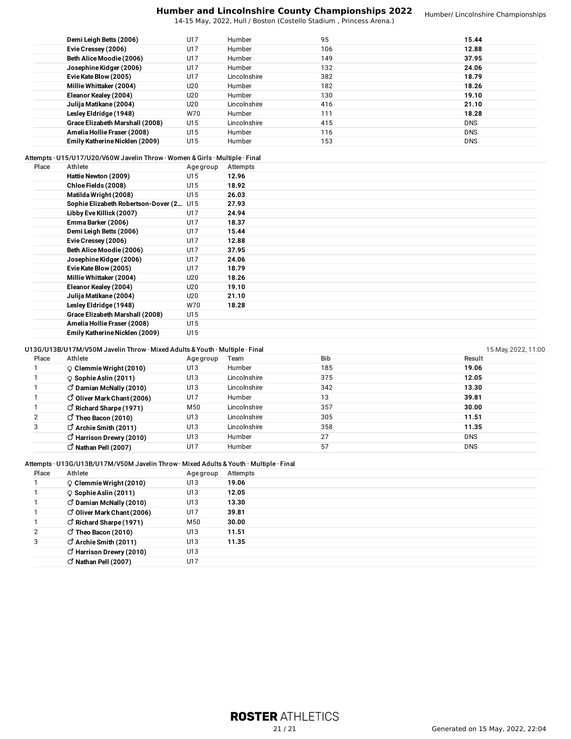| | | | | |
|---|---|---|---|---|
| | **Demi Leigh Betts (2006)** | U17 | Humber | 95 | **15.44** |
| | **Evie Cressey (2006)** | U17 | Humber | 106 | **12.88** |
| | **Beth Alice Moodie (2006)** | U17 | Humber | 149 | **37.95** |
| | **Josephine Kidger (2006)** | U17 | Humber | 132 | **24.06** |
| | **Evie Kate Blow (2005)** | U17 | Lincolnshire | 382 | **18.79** |
| | **Millie Whittaker (2004)** | U20 | Humber | 182 | **18.26** |
| | **Eleanor Kealey (2004)** | U20 | Humber | 130 | **19.10** |
| | **Julija Matikane (2004)** | U20 | Lincolnshire | 416 | **21.10** |
| | **Lesley Eldridge (1948)** | W70 | Humber | 111 | **18.28** |
| | **Grace Elizabeth Marshall (2008)** | U15 | Lincolnshire | 415 | DNS |
| | **Amelia Hollie Fraser (2008)** | U15 | Humber | 116 | DNS |
| | **Emily Katherine Nicklen (2009)** | U15 | Humber | 153 | DNS |

Attempts · U15/U17/U20/V60W Javelin Throw · Women & Girls · Multiple · Final

| Place | Athlete | Age group | Attempts |
|---|---|---|---|
| | **Hattie Newton (2009)** | U15 | **12.96** |
| | **Chloe Fields (2008)** | U15 | **18.92** |
| | **Matilda Wright (2008)** | U15 | **26.03** |
| | **Sophie Elizabeth Robertson-Dover (2...** | U15 | **27.93** |
| | **Libby Eve Killick (2007)** | U17 | **24.94** |
| | **Emma Barker (2006)** | U17 | **18.37** |
| | **Demi Leigh Betts (2006)** | U17 | **15.44** |
| | **Evie Cressey (2006)** | U17 | **12.88** |
| | **Beth Alice Moodie (2006)** | U17 | **37.95** |
| | **Josephine Kidger (2006)** | U17 | **24.06** |
| | **Evie Kate Blow (2005)** | U17 | **18.79** |
| | **Millie Whittaker (2004)** | U20 | **18.26** |
| | **Eleanor Kealey (2004)** | U20 | **19.10** |
| | **Julija Matikane (2004)** | U20 | **21.10** |
| | **Lesley Eldridge (1948)** | W70 | **18.28** |
| | **Grace Elizabeth Marshall (2008)** | U15 | |
| | **Amelia Hollie Fraser (2008)** | U15 | |
| | **Emily Katherine Nicklen (2009)** | U15 | |

U13G/U13B/U17M/V50M Javelin Throw · Mixed Adults & Youth · Multiple · Final

15 May, 2022, 11:00

| Place | Athlete | Age group | Team | Bib | Result |
|---|---|---|---|---|---|
| 1 | ♀ **Clemmie Wright (2010)** | U13 | Humber | 185 | **19.06** |
| 1 | ♀ **Sophie Aslin (2011)** | U13 | Lincolnshire | 375 | **12.05** |
| 1 | ♂ **Damian McNally (2010)** | U13 | Lincolnshire | 342 | **13.30** |
| 1 | ♂ **Oliver Mark Chant (2006)** | U17 | Humber | 13 | **39.81** |
| 1 | ♂ **Richard Sharpe (1971)** | M50 | Lincolnshire | 357 | **30.00** |
| 2 | ♂ **Theo Bacon (2010)** | U13 | Lincolnshire | 305 | **11.51** |
| 3 | ♂ **Archie Smith (2011)** | U13 | Lincolnshire | 358 | **11.35** |
| | ♂ **Harrison Drewry (2010)** | U13 | Humber | 27 | DNS |
| | ♂ **Nathan Pell (2007)** | U17 | Humber | 57 | DNS |

Attempts · U13G/U13B/U17M/V50M Javelin Throw · Mixed Adults & Youth · Multiple · Final

| Place | Athlete | Age group | Attempts |
|---|---|---|---|
| 1 | ♀ **Clemmie Wright (2010)** | U13 | **19.06** |
| 1 | ♀ **Sophie Aslin (2011)** | U13 | **12.05** |
| 1 | ♂ **Damian McNally (2010)** | U13 | **13.30** |
| 1 | ♂ **Oliver Mark Chant (2006)** | U17 | **39.81** |
| 1 | ♂ **Richard Sharpe (1971)** | M50 | **30.00** |
| 2 | ♂ **Theo Bacon (2010)** | U13 | **11.51** |
| 3 | ♂ **Archie Smith (2011)** | U13 | **11.35** |
| | ♂ **Harrison Drewry (2010)** | U13 | |
| | ♂ **Nathan Pell (2007)** | U17 | |